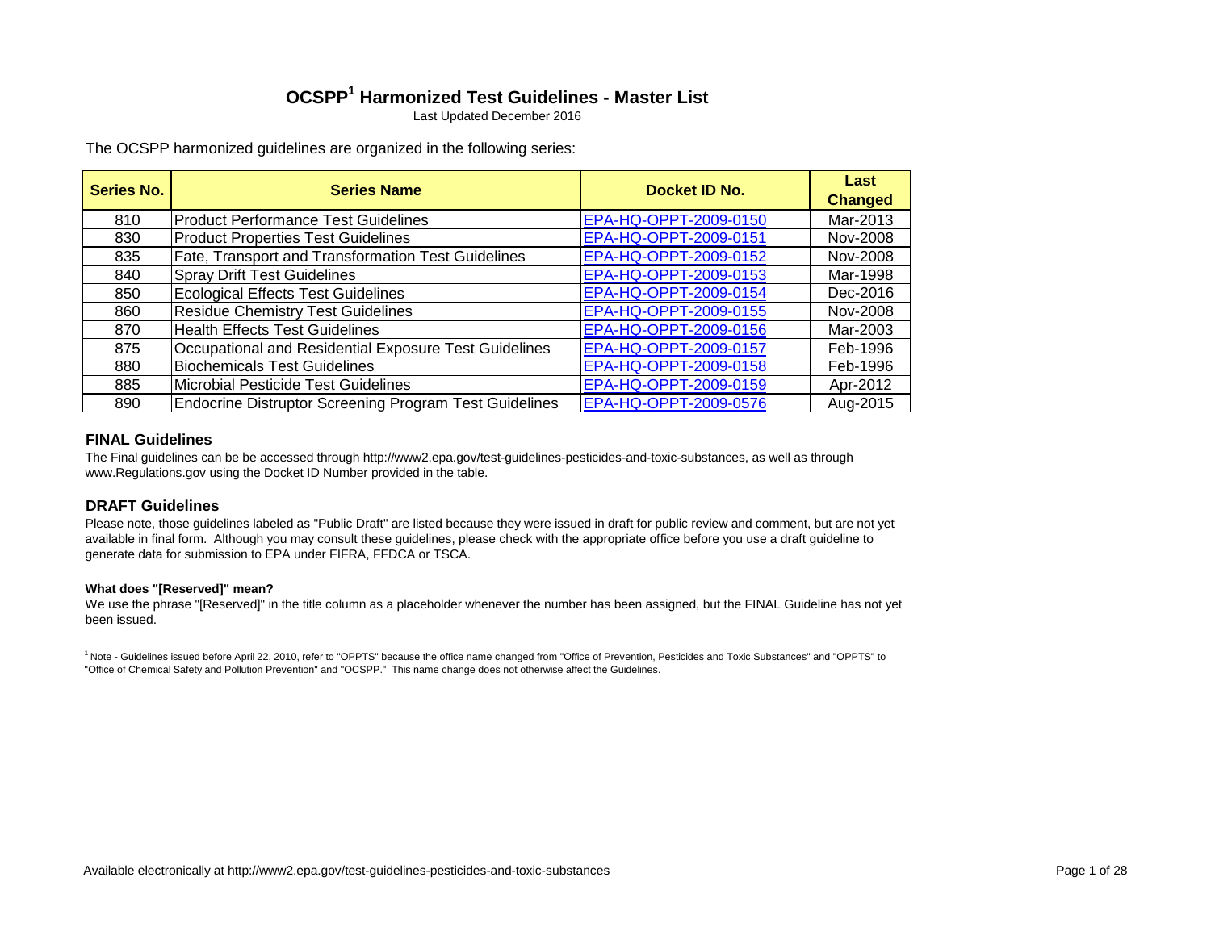# OCSPP[1] Harmonized Test Guidelines - Master List

Last Updated December 2016

The OCSPP harmonized guidelines are organized in the following series:

| Series No. | Series Name | Docket ID No. | Last Changed |
|---|---|---|---|
| 810 | Product Performance Test Guidelines | EPA-HQ-OPPT-2009-0150 | Mar-2013 |
| 830 | Product Properties Test Guidelines | EPA-HQ-OPPT-2009-0151 | Nov-2008 |
| 835 | Fate, Transport and Transformation Test Guidelines | EPA-HQ-OPPT-2009-0152 | Nov-2008 |
| 840 | Spray Drift Test Guidelines | EPA-HQ-OPPT-2009-0153 | Mar-1998 |
| 850 | Ecological Effects Test Guidelines | EPA-HQ-OPPT-2009-0154 | Dec-2016 |
| 860 | Residue Chemistry Test Guidelines | EPA-HQ-OPPT-2009-0155 | Nov-2008 |
| 870 | Health Effects Test Guidelines | EPA-HQ-OPPT-2009-0156 | Mar-2003 |
| 875 | Occupational and Residential Exposure Test Guidelines | EPA-HQ-OPPT-2009-0157 | Feb-1996 |
| 880 | Biochemicals Test Guidelines | EPA-HQ-OPPT-2009-0158 | Feb-1996 |
| 885 | Microbial Pesticide Test Guidelines | EPA-HQ-OPPT-2009-0159 | Apr-2012 |
| 890 | Endocrine Distruptor Screening Program Test Guidelines | EPA-HQ-OPPT-2009-0576 | Aug-2015 |

## FINAL Guidelines

The Final guidelines can be be accessed through http://www2.epa.gov/test-guidelines-pesticides-and-toxic-substances, as well as through www.Regulations.gov using the Docket ID Number provided in the table.

## DRAFT Guidelines

Please note, those guidelines labeled as "Public Draft" are listed because they were issued in draft for public review and comment, but are not yet available in final form. Although you may consult these guidelines, please check with the appropriate office before you use a draft guideline to generate data for submission to EPA under FIFRA, FFDCA or TSCA.

#### What does "[Reserved]" mean?

We use the phrase "[Reserved]" in the title column as a placeholder whenever the number has been assigned, but the FINAL Guideline has not yet been issued.

[1] Note - Guidelines issued before April 22, 2010, refer to "OPPTS" because the office name changed from "Office of Prevention, Pesticides and Toxic Substances" and "OPPTS" to "Office of Chemical Safety and Pollution Prevention" and "OCSPP." This name change does not otherwise affect the Guidelines.

Available electronically at http://www2.epa.gov/test-guidelines-pesticides-and-toxic-substances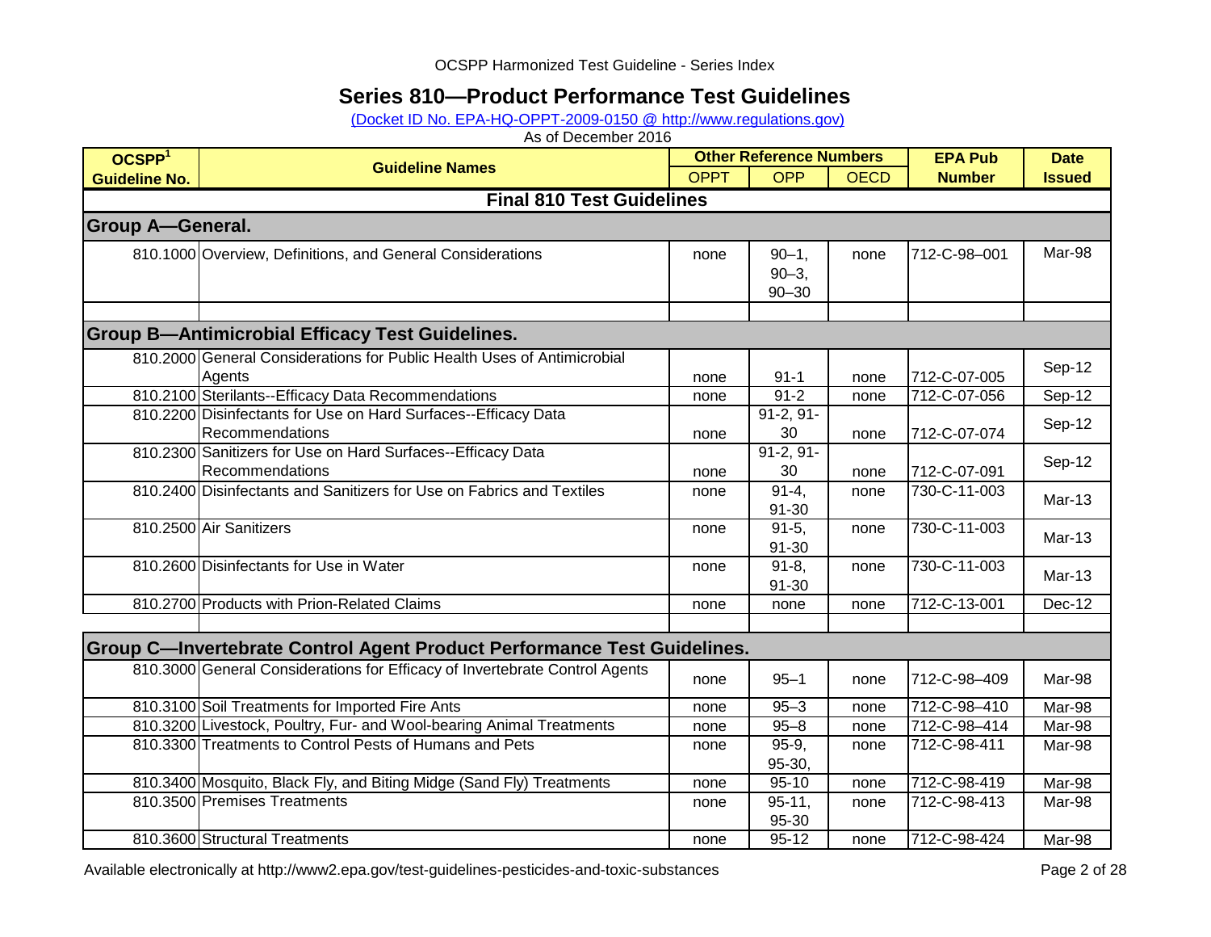OCSPP Harmonized Test Guideline - Series Index

# Series 810—Product Performance Test Guidelines

(Docket ID No. EPA-HQ-OPPT-2009-0150 @ http://www.regulations.gov)

As of December 2016

| OCSPP[1] Guideline No. | Guideline Names | Other Reference Numbers | | | EPA Pub Number | Date Issued |
|---|---|---|---|---|---|---|
| | | OPPT | OPP | OECD | | |
| **Final 810 Test Guidelines** | | | | | | |
| **Group A—General.** | | | | | | |
| 810.1000 | Overview, Definitions, and General Considerations | none | 90–1, 90–3, 90–30 | none | 712-C-98–001 | Mar-98 |
| | | | | | | |
| **Group B—Antimicrobial Efficacy Test Guidelines.** | | | | | | |
| 810.2000 | General Considerations for Public Health Uses of Antimicrobial Agents | none | 91-1 | none | 712-C-07-005 | Sep-12 |
| 810.2100 | Sterilants--Efficacy Data Recommendations | none | 91-2 | none | 712-C-07-056 | Sep-12 |
| 810.2200 | Disinfectants for Use on Hard Surfaces--Efficacy Data Recommendations | none | 91-2, 91-30 | none | 712-C-07-074 | Sep-12 |
| 810.2300 | Sanitizers for Use on Hard Surfaces--Efficacy Data Recommendations | none | 91-2, 91-30 | none | 712-C-07-091 | Sep-12 |
| 810.2400 | Disinfectants and Sanitizers for Use on Fabrics and Textiles | none | 91-4, 91-30 | none | 730-C-11-003 | Mar-13 |
| 810.2500 | Air Sanitizers | none | 91-5, 91-30 | none | 730-C-11-003 | Mar-13 |
| 810.2600 | Disinfectants for Use in Water | none | 91-8, 91-30 | none | 730-C-11-003 | Mar-13 |
| 810.2700 | Products with Prion-Related Claims | none | none | none | 712-C-13-001 | Dec-12 |
| | | | | | | |
| **Group C—Invertebrate Control Agent Product Performance Test Guidelines.** | | | | | | |
| 810.3000 | General Considerations for Efficacy of Invertebrate Control Agents | none | 95–1 | none | 712-C-98–409 | Mar-98 |
| 810.3100 | Soil Treatments for Imported Fire Ants | none | 95–3 | none | 712-C-98–410 | Mar-98 |
| 810.3200 | Livestock, Poultry, Fur- and Wool-bearing Animal Treatments | none | 95–8 | none | 712-C-98–414 | Mar-98 |
| 810.3300 | Treatments to Control Pests of Humans and Pets | none | 95-9, 95-30, | none | 712-C-98-411 | Mar-98 |
| 810.3400 | Mosquito, Black Fly, and Biting Midge (Sand Fly) Treatments | none | 95-10 | none | 712-C-98-419 | Mar-98 |
| 810.3500 | Premises Treatments | none | 95-11, 95-30 | none | 712-C-98-413 | Mar-98 |
| 810.3600 | Structural Treatments | none | 95-12 | none | 712-C-98-424 | Mar-98 |

Available electronically at http://www2.epa.gov/test-guidelines-pesticides-and-toxic-substances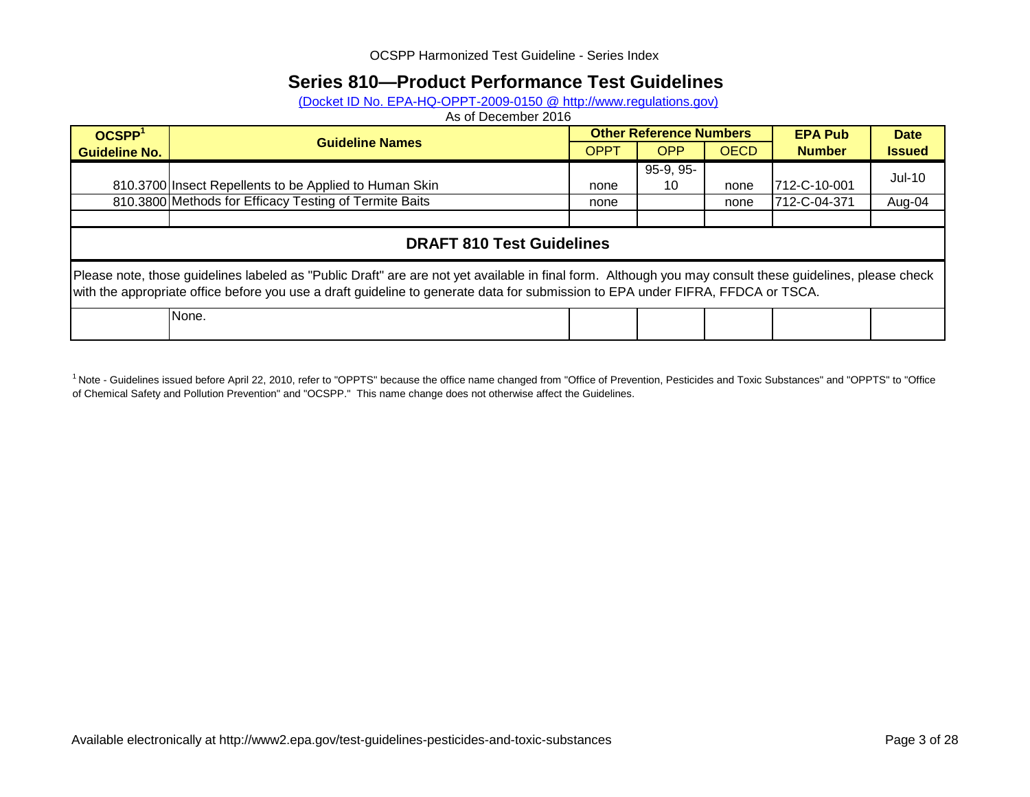OCSPP Harmonized Test Guideline - Series Index

# Series 810—Product Performance Test Guidelines

(Docket ID No. EPA-HQ-OPPT-2009-0150 @ http://www.regulations.gov)

As of December 2016

| OCSPP[1] Guideline No. | Guideline Names | Other Reference Numbers | | | EPA Pub Number | Date Issued |
|---|---|---|---|---|---|---|
| | | OPPT | OPP | OECD | | |
| 810.3700 | Insect Repellents to be Applied to Human Skin | none | 95-9, 95-10 | none | 712-C-10-001 | Jul-10 |
| 810.3800 | Methods for Efficacy Testing of Termite Baits | none | | none | 712-C-04-371 | Aug-04 |
| | | | | | | |

## DRAFT 810 Test Guidelines

Please note, those guidelines labeled as "Public Draft" are are not yet available in final form. Although you may consult these guidelines, please check with the appropriate office before you use a draft guideline to generate data for submission to EPA under FIFRA, FFDCA or TSCA.

| | | | | | | |
|---|---|---|---|---|---|---|
| | None. | | | | | |

[1] Note - Guidelines issued before April 22, 2010, refer to "OPPTS" because the office name changed from "Office of Prevention, Pesticides and Toxic Substances" and "OPPTS" to "Office of Chemical Safety and Pollution Prevention" and "OCSPP." This name change does not otherwise affect the Guidelines.

Available electronically at http://www2.epa.gov/test-guidelines-pesticides-and-toxic-substances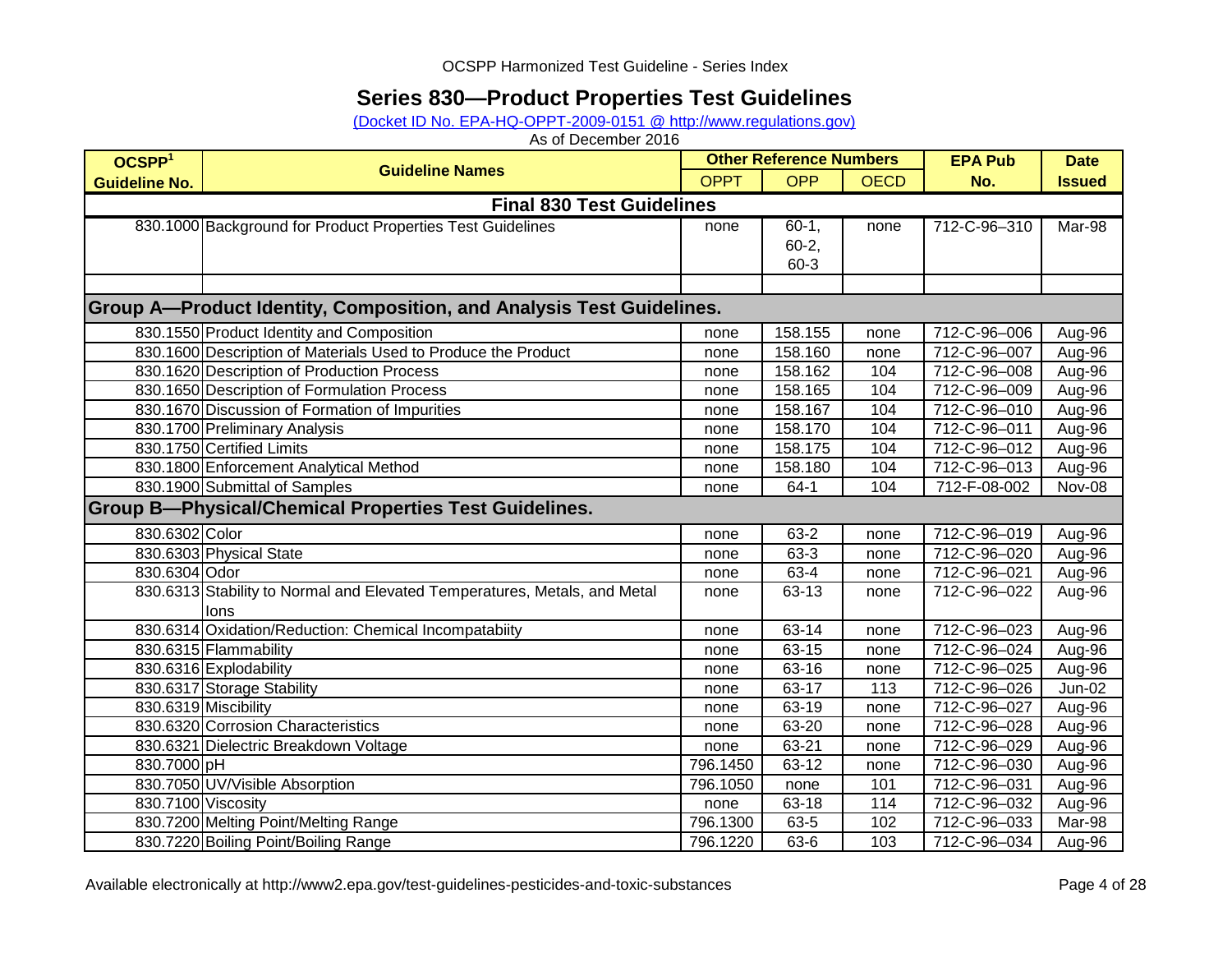OCSPP Harmonized Test Guideline - Series Index

# Series 830—Product Properties Test Guidelines

(Docket ID No. EPA-HQ-OPPT-2009-0151 @ http://www.regulations.gov)

As of December 2016

| OCSPP[1] Guideline No. | Guideline Names | Other Reference Numbers | | | EPA Pub No. | Date Issued |
|---|---|---|---|---|---|---|
| | | OPPT | OPP | OECD | | |
| **Final 830 Test Guidelines** | | | | | | |
| 830.1000 | Background for Product Properties Test Guidelines | none | 60-1, 60-2, 60-3 | none | 712-C-96–310 | Mar-98 |
| | | | | | | |
| **Group A—Product Identity, Composition, and Analysis Test Guidelines.** | | | | | | |
| 830.1550 | Product Identity and Composition | none | 158.155 | none | 712-C-96–006 | Aug-96 |
| 830.1600 | Description of Materials Used to Produce the Product | none | 158.160 | none | 712-C-96–007 | Aug-96 |
| 830.1620 | Description of Production Process | none | 158.162 | 104 | 712-C-96–008 | Aug-96 |
| 830.1650 | Description of Formulation Process | none | 158.165 | 104 | 712-C-96–009 | Aug-96 |
| 830.1670 | Discussion of Formation of Impurities | none | 158.167 | 104 | 712-C-96–010 | Aug-96 |
| 830.1700 | Preliminary Analysis | none | 158.170 | 104 | 712-C-96–011 | Aug-96 |
| 830.1750 | Certified Limits | none | 158.175 | 104 | 712-C-96–012 | Aug-96 |
| 830.1800 | Enforcement Analytical Method | none | 158.180 | 104 | 712-C-96–013 | Aug-96 |
| 830.1900 | Submittal of Samples | none | 64-1 | 104 | 712-F-08-002 | Nov-08 |
| **Group B—Physical/Chemical Properties Test Guidelines.** | | | | | | |
| 830.6302 | Color | none | 63-2 | none | 712-C-96–019 | Aug-96 |
| 830.6303 | Physical State | none | 63-3 | none | 712-C-96–020 | Aug-96 |
| 830.6304 | Odor | none | 63-4 | none | 712-C-96–021 | Aug-96 |
| 830.6313 | Stability to Normal and Elevated Temperatures, Metals, and Metal Ions | none | 63-13 | none | 712-C-96–022 | Aug-96 |
| 830.6314 | Oxidation/Reduction: Chemical Incompatabiity | none | 63-14 | none | 712-C-96–023 | Aug-96 |
| 830.6315 | Flammability | none | 63-15 | none | 712-C-96–024 | Aug-96 |
| 830.6316 | Explodability | none | 63-16 | none | 712-C-96–025 | Aug-96 |
| 830.6317 | Storage Stability | none | 63-17 | 113 | 712-C-96–026 | Jun-02 |
| 830.6319 | Miscibility | none | 63-19 | none | 712-C-96–027 | Aug-96 |
| 830.6320 | Corrosion Characteristics | none | 63-20 | none | 712-C-96–028 | Aug-96 |
| 830.6321 | Dielectric Breakdown Voltage | none | 63-21 | none | 712-C-96–029 | Aug-96 |
| 830.7000 | pH | 796.1450 | 63-12 | none | 712-C-96–030 | Aug-96 |
| 830.7050 | UV/Visible Absorption | 796.1050 | none | 101 | 712-C-96–031 | Aug-96 |
| 830.7100 | Viscosity | none | 63-18 | 114 | 712-C-96–032 | Aug-96 |
| 830.7200 | Melting Point/Melting Range | 796.1300 | 63-5 | 102 | 712-C-96–033 | Mar-98 |
| 830.7220 | Boiling Point/Boiling Range | 796.1220 | 63-6 | 103 | 712-C-96–034 | Aug-96 |

Available electronically at http://www2.epa.gov/test-guidelines-pesticides-and-toxic-substances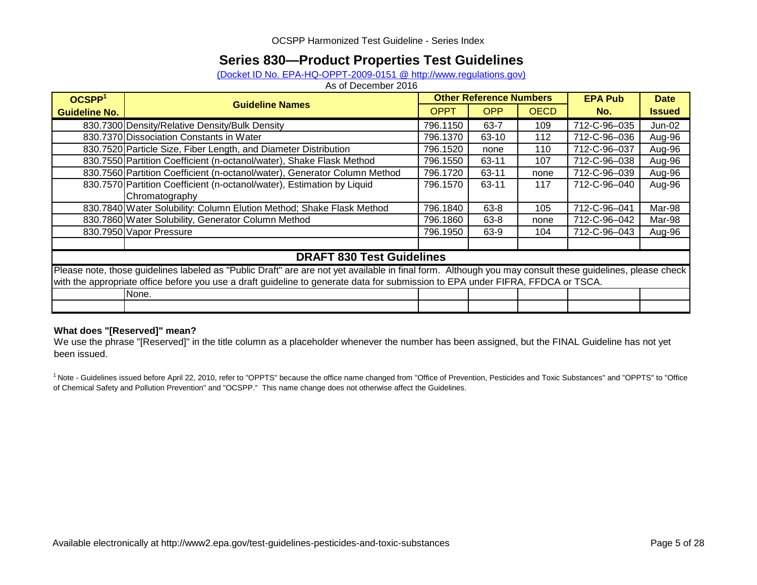OCSPP Harmonized Test Guideline - Series Index

# Series 830—Product Properties Test Guidelines

(Docket ID No. EPA-HQ-OPPT-2009-0151 @ http://www.regulations.gov)

As of December 2016

| OCSPP[1] Guideline No. | Guideline Names | Other Reference Numbers | | | EPA Pub No. | Date Issued |
|---|---|---|---|---|---|---|
| | | OPPT | OPP | OECD | | |
| 830.7300 | Density/Relative Density/Bulk Density | 796.1150 | 63-7 | 109 | 712-C-96–035 | Jun-02 |
| 830.7370 | Dissociation Constants in Water | 796.1370 | 63-10 | 112 | 712-C-96–036 | Aug-96 |
| 830.7520 | Particle Size, Fiber Length, and Diameter Distribution | 796.1520 | none | 110 | 712-C-96–037 | Aug-96 |
| 830.7550 | Partition Coefficient (n-octanol/water), Shake Flask Method | 796.1550 | 63-11 | 107 | 712-C-96–038 | Aug-96 |
| 830.7560 | Partition Coefficient (n-octanol/water), Generator Column Method | 796.1720 | 63-11 | none | 712-C-96–039 | Aug-96 |
| 830.7570 | Partition Coefficient (n-octanol/water), Estimation by Liquid Chromatography | 796.1570 | 63-11 | 117 | 712-C-96–040 | Aug-96 |
| 830.7840 | Water Solubility: Column Elution Method; Shake Flask Method | 796.1840 | 63-8 | 105 | 712-C-96–041 | Mar-98 |
| 830.7860 | Water Solubility, Generator Column Method | 796.1860 | 63-8 | none | 712-C-96–042 | Mar-98 |
| 830.7950 | Vapor Pressure | 796.1950 | 63-9 | 104 | 712-C-96–043 | Aug-96 |

## DRAFT 830 Test Guidelines

Please note, those guidelines labeled as "Public Draft" are are not yet available in final form. Although you may consult these guidelines, please check with the appropriate office before you use a draft guideline to generate data for submission to EPA under FIFRA, FFDCA or TSCA.

| OCSPP Guideline No. | Guideline Names | OPPT | OPP | OECD | EPA Pub No. | Date Issued |
|---|---|---|---|---|---|---|
| | None. | | | | | |

**What does "[Reserved]" mean?**

We use the phrase "[Reserved]" in the title column as a placeholder whenever the number has been assigned, but the FINAL Guideline has not yet been issued.

[1] Note - Guidelines issued before April 22, 2010, refer to "OPPTS" because the office name changed from "Office of Prevention, Pesticides and Toxic Substances" and "OPPTS" to "Office of Chemical Safety and Pollution Prevention" and "OCSPP." This name change does not otherwise affect the Guidelines.

Available electronically at http://www2.epa.gov/test-guidelines-pesticides-and-toxic-substances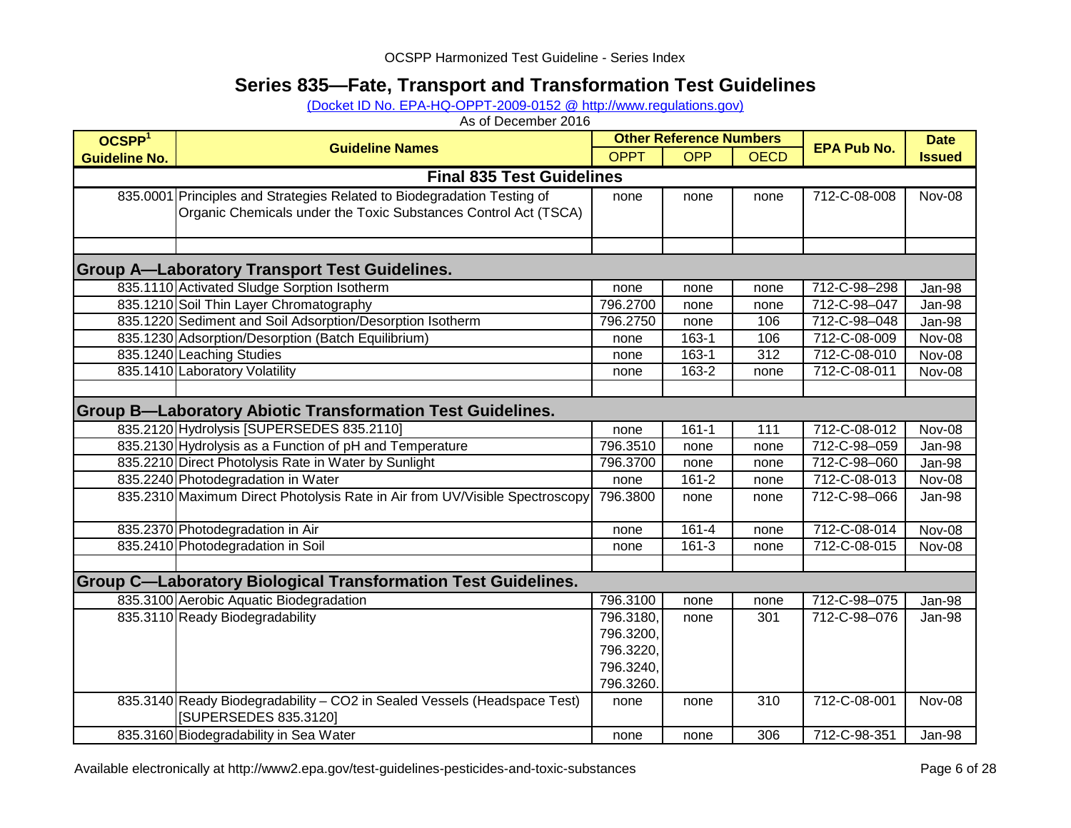OCSPP Harmonized Test Guideline - Series Index

# Series 835—Fate, Transport and Transformation Test Guidelines

(Docket ID No. EPA-HQ-OPPT-2009-0152 @ http://www.regulations.gov)

As of December 2016

| OCSPP[1] Guideline No. | Guideline Names | Other Reference Numbers | | | EPA Pub No. | Date Issued |
|---|---|---|---|---|---|---|
| | | OPPT | OPP | OECD | | |
| | **Final 835 Test Guidelines** | | | | | |
| 835.0001 | Principles and Strategies Related to Biodegradation Testing of Organic Chemicals under the Toxic Substances Control Act (TSCA) | none | none | none | 712-C-08-008 | Nov-08 |
| | | | | | | |
| **Group A—Laboratory Transport Test Guidelines.** | | | | | | |
| 835.1110 | Activated Sludge Sorption Isotherm | none | none | none | 712-C-98–298 | Jan-98 |
| 835.1210 | Soil Thin Layer Chromatography | 796.2700 | none | none | 712-C-98–047 | Jan-98 |
| 835.1220 | Sediment and Soil Adsorption/Desorption Isotherm | 796.2750 | none | 106 | 712-C-98–048 | Jan-98 |
| 835.1230 | Adsorption/Desorption (Batch Equilibrium) | none | 163-1 | 106 | 712-C-08-009 | Nov-08 |
| 835.1240 | Leaching Studies | none | 163-1 | 312 | 712-C-08-010 | Nov-08 |
| 835.1410 | Laboratory Volatility | none | 163-2 | none | 712-C-08-011 | Nov-08 |
| | | | | | | |
| **Group B—Laboratory Abiotic Transformation Test Guidelines.** | | | | | | |
| 835.2120 | Hydrolysis [SUPERSEDES 835.2110] | none | 161-1 | 111 | 712-C-08-012 | Nov-08 |
| 835.2130 | Hydrolysis as a Function of pH and Temperature | 796.3510 | none | none | 712-C-98–059 | Jan-98 |
| 835.2210 | Direct Photolysis Rate in Water by Sunlight | 796.3700 | none | none | 712-C-98–060 | Jan-98 |
| 835.2240 | Photodegradation in Water | none | 161-2 | none | 712-C-08-013 | Nov-08 |
| 835.2310 | Maximum Direct Photolysis Rate in Air from UV/Visible Spectroscopy | 796.3800 | none | none | 712-C-98–066 | Jan-98 |
| 835.2370 | Photodegradation in Air | none | 161-4 | none | 712-C-08-014 | Nov-08 |
| 835.2410 | Photodegradation in Soil | none | 161-3 | none | 712-C-08-015 | Nov-08 |
| | | | | | | |
| **Group C—Laboratory Biological Transformation Test Guidelines.** | | | | | | |
| 835.3100 | Aerobic Aquatic Biodegradation | 796.3100 | none | none | 712-C-98–075 | Jan-98 |
| 835.3110 | Ready Biodegradability | 796.3180, 796.3200, 796.3220, 796.3240, 796.3260. | none | 301 | 712-C-98–076 | Jan-98 |
| 835.3140 | Ready Biodegradability – CO2 in Sealed Vessels (Headspace Test) [SUPERSEDES 835.3120] | none | none | 310 | 712-C-08-001 | Nov-08 |
| 835.3160 | Biodegradability in Sea Water | none | none | 306 | 712-C-98-351 | Jan-98 |

Available electronically at http://www2.epa.gov/test-guidelines-pesticides-and-toxic-substances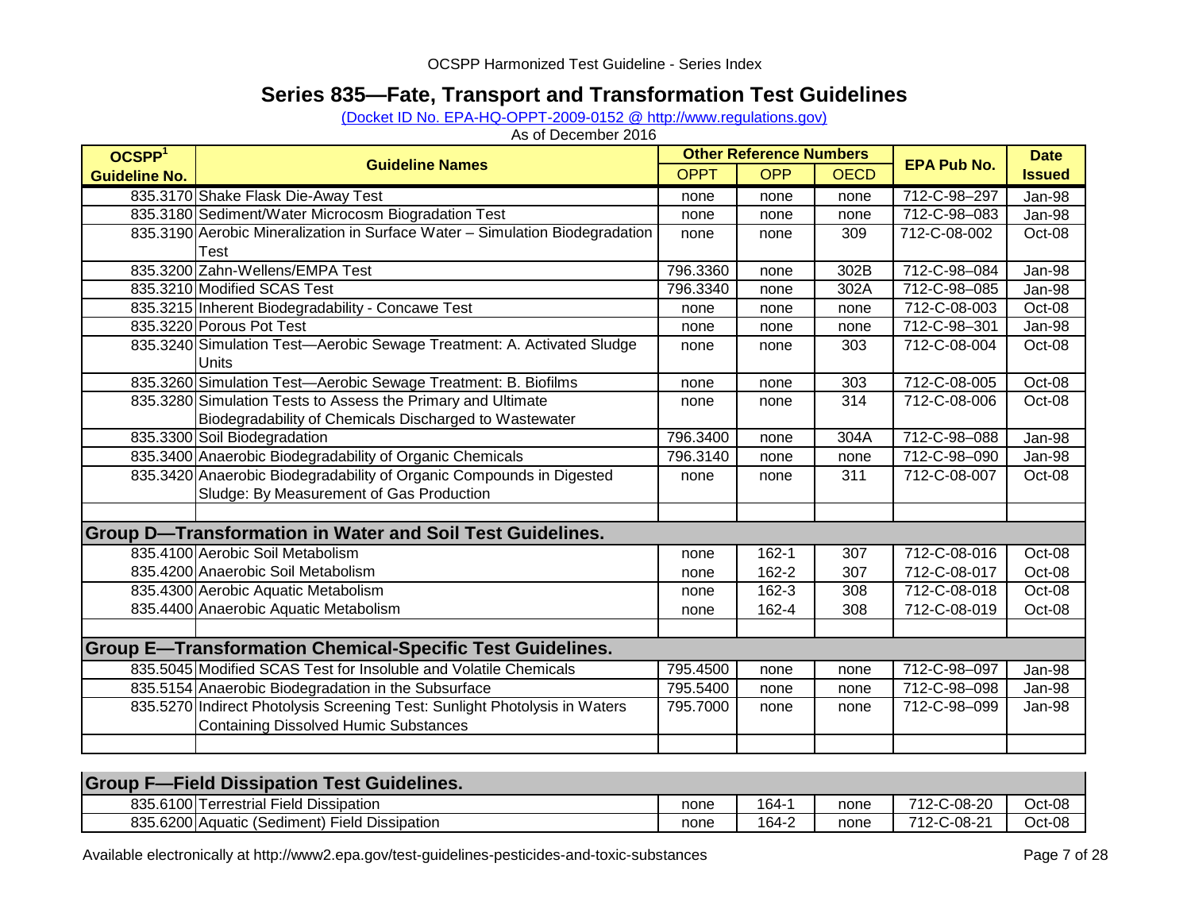OCSPP Harmonized Test Guideline - Series Index

# Series 835—Fate, Transport and Transformation Test Guidelines

(Docket ID No. EPA-HQ-OPPT-2009-0152 @ http://www.regulations.gov)

As of December 2016

| OCSPP[1] Guideline No. | Guideline Names | Other Reference Numbers | | | EPA Pub No. | Date Issued |
|---|---|---|---|---|---|---|
| | | OPPT | OPP | OECD | | |
| 835.3170 | Shake Flask Die-Away Test | none | none | none | 712-C-98–297 | Jan-98 |
| 835.3180 | Sediment/Water Microcosm Biogradation Test | none | none | none | 712-C-98–083 | Jan-98 |
| 835.3190 | Aerobic Mineralization in Surface Water – Simulation Biodegradation Test | none | none | 309 | 712-C-08-002 | Oct-08 |
| 835.3200 | Zahn-Wellens/EMPA Test | 796.3360 | none | 302B | 712-C-98–084 | Jan-98 |
| 835.3210 | Modified SCAS Test | 796.3340 | none | 302A | 712-C-98–085 | Jan-98 |
| 835.3215 | Inherent Biodegradability - Concawe Test | none | none | none | 712-C-08-003 | Oct-08 |
| 835.3220 | Porous Pot Test | none | none | none | 712-C-98–301 | Jan-98 |
| 835.3240 | Simulation Test—Aerobic Sewage Treatment: A. Activated Sludge Units | none | none | 303 | 712-C-08-004 | Oct-08 |
| 835.3260 | Simulation Test—Aerobic Sewage Treatment: B. Biofilms | none | none | 303 | 712-C-08-005 | Oct-08 |
| 835.3280 | Simulation Tests to Assess the Primary and Ultimate Biodegradability of Chemicals Discharged to Wastewater | none | none | 314 | 712-C-08-006 | Oct-08 |
| 835.3300 | Soil Biodegradation | 796.3400 | none | 304A | 712-C-98–088 | Jan-98 |
| 835.3400 | Anaerobic Biodegradability of Organic Chemicals | 796.3140 | none | none | 712-C-98–090 | Jan-98 |
| 835.3420 | Anaerobic Biodegradability of Organic Compounds in Digested Sludge: By Measurement of Gas Production | none | none | 311 | 712-C-08-007 | Oct-08 |
| | | | | | | |
| **Group D—Transformation in Water and Soil Test Guidelines.** | | | | | | |
| 835.4100 | Aerobic Soil Metabolism | none | 162-1 | 307 | 712-C-08-016 | Oct-08 |
| 835.4200 | Anaerobic Soil Metabolism | none | 162-2 | 307 | 712-C-08-017 | Oct-08 |
| 835.4300 | Aerobic Aquatic Metabolism | none | 162-3 | 308 | 712-C-08-018 | Oct-08 |
| 835.4400 | Anaerobic Aquatic Metabolism | none | 162-4 | 308 | 712-C-08-019 | Oct-08 |
| | | | | | | |
| **Group E—Transformation Chemical-Specific Test Guidelines.** | | | | | | |
| 835.5045 | Modified SCAS Test for Insoluble and Volatile Chemicals | 795.4500 | none | none | 712-C-98–097 | Jan-98 |
| 835.5154 | Anaerobic Biodegradation in the Subsurface | 795.5400 | none | none | 712-C-98–098 | Jan-98 |
| 835.5270 | Indirect Photolysis Screening Test: Sunlight Photolysis in Waters Containing Dissolved Humic Substances | 795.7000 | none | none | 712-C-98–099 | Jan-98 |
| | | | | | | |
| **Group F—Field Dissipation Test Guidelines.** | | | | | | |
| 835.6100 | Terrestrial Field Dissipation | none | 164-1 | none | 712-C-08-20 | Oct-08 |
| 835.6200 | Aquatic (Sediment) Field Dissipation | none | 164-2 | none | 712-C-08-21 | Oct-08 |

Available electronically at http://www2.epa.gov/test-guidelines-pesticides-and-toxic-substances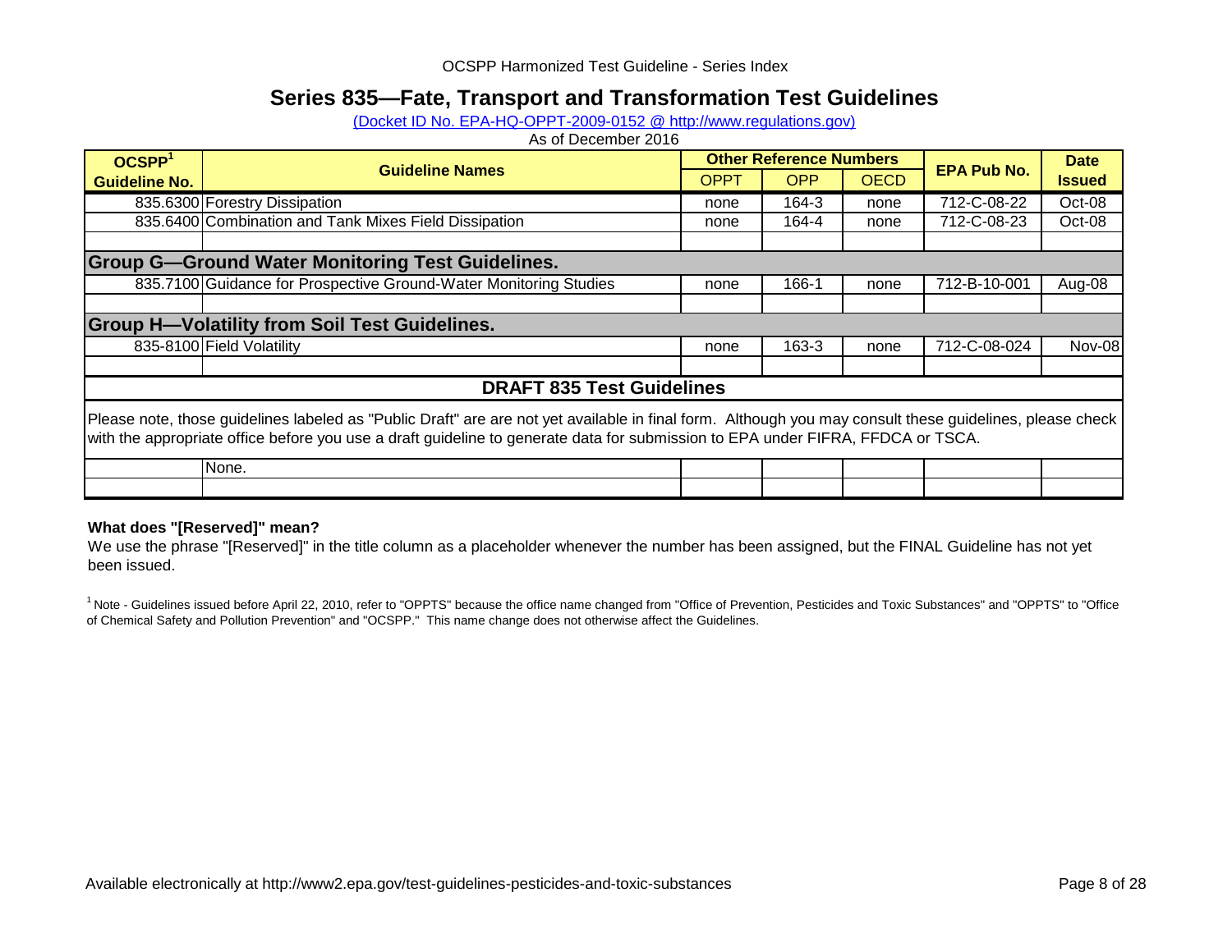OCSPP Harmonized Test Guideline - Series Index

# Series 835—Fate, Transport and Transformation Test Guidelines

(Docket ID No. EPA-HQ-OPPT-2009-0152 @ http://www.regulations.gov)

As of December 2016

| OCSPP[1] Guideline No. | Guideline Names | Other Reference Numbers | | | EPA Pub No. | Date Issued |
|---|---|---|---|---|---|---|
| | | OPPT | OPP | OECD | | |
| 835.6300 | Forestry Dissipation | none | 164-3 | none | 712-C-08-22 | Oct-08 |
| 835.6400 | Combination and Tank Mixes Field Dissipation | none | 164-4 | none | 712-C-08-23 | Oct-08 |
| | | | | | | |
| **Group G—Ground Water Monitoring Test Guidelines.** | | | | | | |
| 835.7100 | Guidance for Prospective Ground-Water Monitoring Studies | none | 166-1 | none | 712-B-10-001 | Aug-08 |
| | | | | | | |
| **Group H—Volatility from Soil Test Guidelines.** | | | | | | |
| 835-8100 | Field Volatility | none | 163-3 | none | 712-C-08-024 | Nov-08 |
| | | | | | | |
| **DRAFT 835 Test Guidelines** | | | | | | |
| Please note, those guidelines labeled as "Public Draft" are are not yet available in final form. Although you may consult these guidelines, please check with the appropriate office before you use a draft guideline to generate data for submission to EPA under FIFRA, FFDCA or TSCA. | | | | | | |
| | None. | | | | | |
| | | | | | | |

**What does "[Reserved]" mean?**

We use the phrase "[Reserved]" in the title column as a placeholder whenever the number has been assigned, but the FINAL Guideline has not yet been issued.

[1] Note - Guidelines issued before April 22, 2010, refer to "OPPTS" because the office name changed from "Office of Prevention, Pesticides and Toxic Substances" and "OPPTS" to "Office of Chemical Safety and Pollution Prevention" and "OCSPP." This name change does not otherwise affect the Guidelines.

Available electronically at http://www2.epa.gov/test-guidelines-pesticides-and-toxic-substances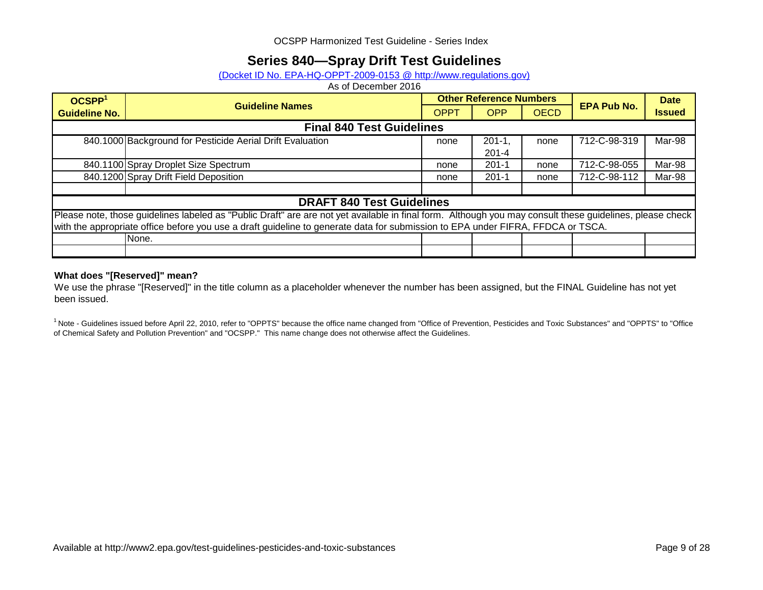# Series 840—Spray Drift Test Guidelines

(Docket ID No. EPA-HQ-OPPT-2009-0153 @ http://www.regulations.gov)

As of December 2016

| OCSPP[1] Guideline No. | Guideline Names | Other Reference Numbers | | | EPA Pub No. | Date Issued |
|---|---|---|---|---|---|---|
| | | OPPT | OPP | OECD | | |
| **Final 840 Test Guidelines** | | | | | | |
| 840.1000 | Background for Pesticide Aerial Drift Evaluation | none | 201-1, 201-4 | none | 712-C-98-319 | Mar-98 |
| 840.1100 | Spray Droplet Size Spectrum | none | 201-1 | none | 712-C-98-055 | Mar-98 |
| 840.1200 | Spray Drift Field Deposition | none | 201-1 | none | 712-C-98-112 | Mar-98 |
| | | | | | | |
| **DRAFT 840 Test Guidelines** | | | | | | |
| Please note, those guidelines labeled as "Public Draft" are are not yet available in final form. Although you may consult these guidelines, please check with the appropriate office before you use a draft guideline to generate data for submission to EPA under FIFRA, FFDCA or TSCA. | | | | | | |
| | None. | | | | | |
| | | | | | | |

**What does "[Reserved]" mean?**

We use the phrase "[Reserved]" in the title column as a placeholder whenever the number has been assigned, but the FINAL Guideline has not yet been issued.

[1] Note - Guidelines issued before April 22, 2010, refer to "OPPTS" because the office name changed from "Office of Prevention, Pesticides and Toxic Substances" and "OPPTS" to "Office of Chemical Safety and Pollution Prevention" and "OCSPP." This name change does not otherwise affect the Guidelines.

Available at http://www2.epa.gov/test-guidelines-pesticides-and-toxic-substances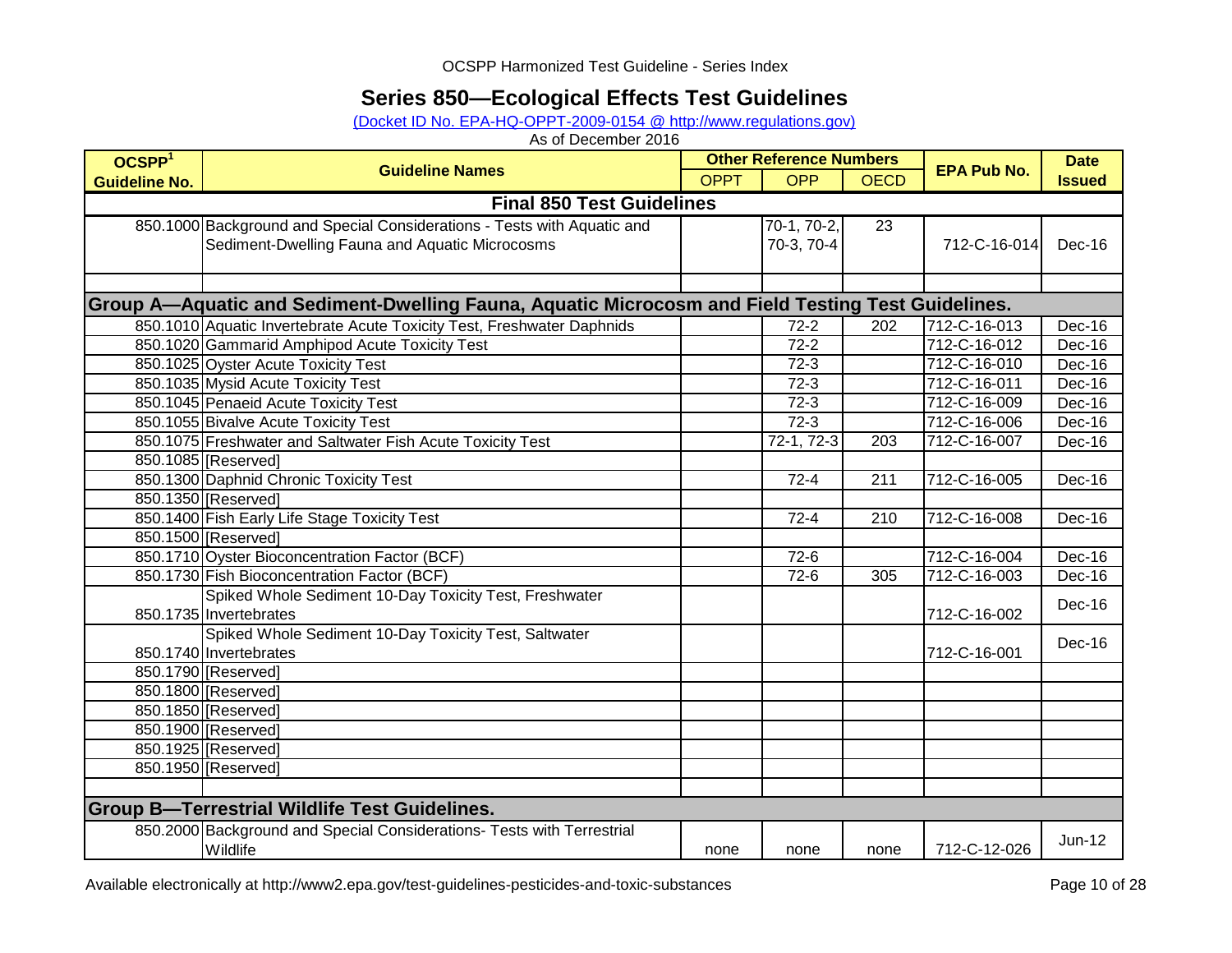OCSPP Harmonized Test Guideline - Series Index

# Series 850—Ecological Effects Test Guidelines

(Docket ID No. EPA-HQ-OPPT-2009-0154 @ http://www.regulations.gov)

As of December 2016

| OCSPP[1] Guideline No. | Guideline Names | Other Reference Numbers | | | EPA Pub No. | Date Issued |
|---|---|---|---|---|---|---|
| | | OPPT | OPP | OECD | | |
| **Final 850 Test Guidelines** | | | | | | |
| 850.1000 | Background and Special Considerations - Tests with Aquatic and Sediment-Dwelling Fauna and Aquatic Microcosms | | 70-1, 70-2, 70-3, 70-4 | 23 | 712-C-16-014 | Dec-16 |
| | | | | | | |
| **Group A—Aquatic and Sediment-Dwelling Fauna, Aquatic Microcosm and Field Testing Test Guidelines.** | | | | | | |
| 850.1010 | Aquatic Invertebrate Acute Toxicity Test, Freshwater Daphnids | | 72-2 | 202 | 712-C-16-013 | Dec-16 |
| 850.1020 | Gammarid Amphipod Acute Toxicity Test | | 72-2 | | 712-C-16-012 | Dec-16 |
| 850.1025 | Oyster Acute Toxicity Test | | 72-3 | | 712-C-16-010 | Dec-16 |
| 850.1035 | Mysid Acute Toxicity Test | | 72-3 | | 712-C-16-011 | Dec-16 |
| 850.1045 | Penaeid Acute Toxicity Test | | 72-3 | | 712-C-16-009 | Dec-16 |
| 850.1055 | Bivalve Acute Toxicity Test | | 72-3 | | 712-C-16-006 | Dec-16 |
| 850.1075 | Freshwater and Saltwater Fish Acute Toxicity Test | | 72-1, 72-3 | 203 | 712-C-16-007 | Dec-16 |
| 850.1085 | [Reserved] | | | | | |
| 850.1300 | Daphnid Chronic Toxicity Test | | 72-4 | 211 | 712-C-16-005 | Dec-16 |
| 850.1350 | [Reserved] | | | | | |
| 850.1400 | Fish Early Life Stage Toxicity Test | | 72-4 | 210 | 712-C-16-008 | Dec-16 |
| 850.1500 | [Reserved] | | | | | |
| 850.1710 | Oyster Bioconcentration Factor (BCF) | | 72-6 | | 712-C-16-004 | Dec-16 |
| 850.1730 | Fish Bioconcentration Factor (BCF) | | 72-6 | 305 | 712-C-16-003 | Dec-16 |
| 850.1735 | Spiked Whole Sediment 10-Day Toxicity Test, Freshwater Invertebrates | | | | 712-C-16-002 | Dec-16 |
| 850.1740 | Spiked Whole Sediment 10-Day Toxicity Test, Saltwater Invertebrates | | | | 712-C-16-001 | Dec-16 |
| 850.1790 | [Reserved] | | | | | |
| 850.1800 | [Reserved] | | | | | |
| 850.1850 | [Reserved] | | | | | |
| 850.1900 | [Reserved] | | | | | |
| 850.1925 | [Reserved] | | | | | |
| 850.1950 | [Reserved] | | | | | |
| | | | | | | |
| **Group B—Terrestrial Wildlife Test Guidelines.** | | | | | | |
| 850.2000 | Background and Special Considerations- Tests with Terrestrial Wildlife | none | none | none | 712-C-12-026 | Jun-12 |

Available electronically at http://www2.epa.gov/test-guidelines-pesticides-and-toxic-substances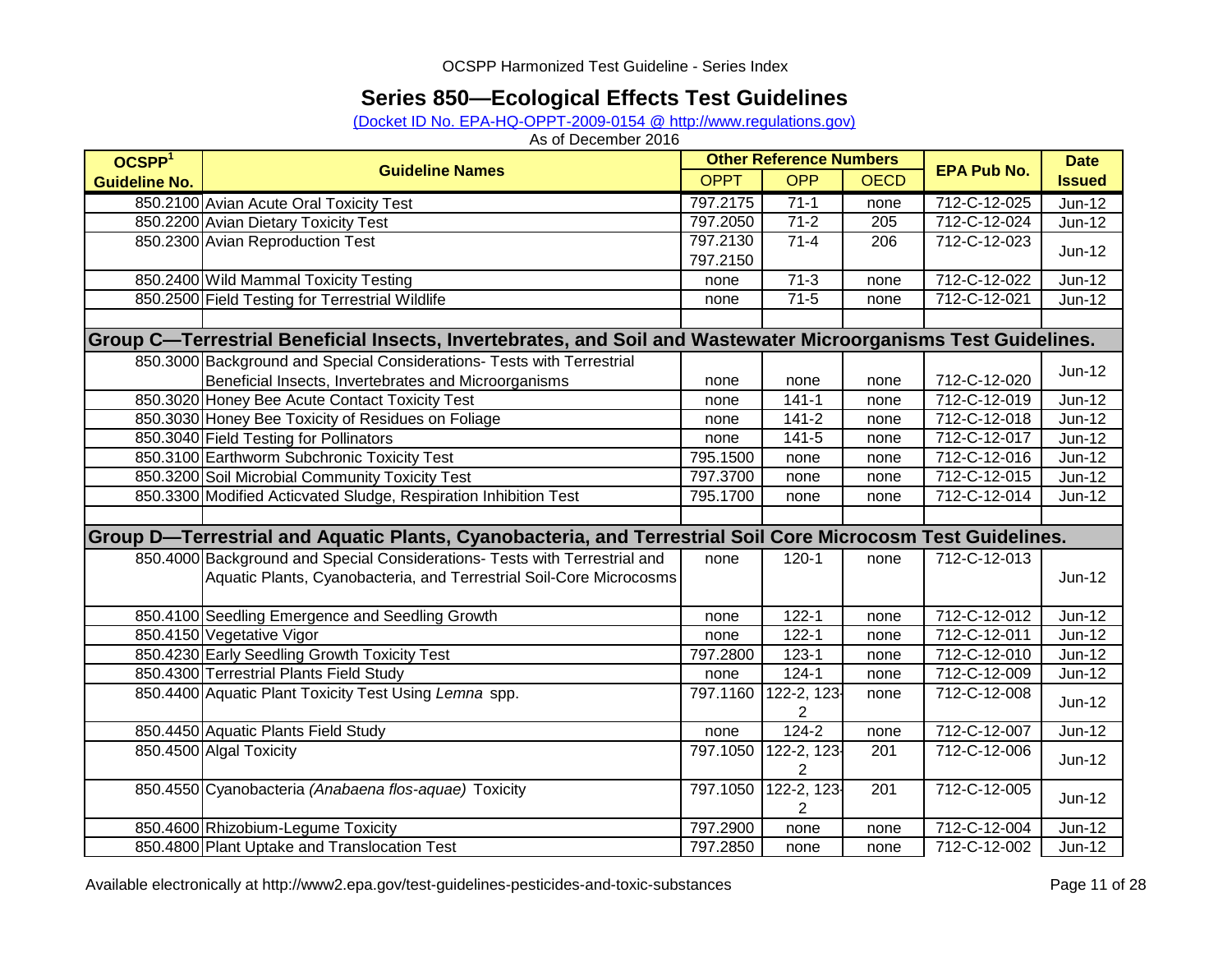OCSPP Harmonized Test Guideline - Series Index

# Series 850—Ecological Effects Test Guidelines

(Docket ID No. EPA-HQ-OPPT-2009-0154 @ http://www.regulations.gov)

As of December 2016

| OCSPP[1] Guideline No. | Guideline Names | Other Reference Numbers | | | EPA Pub No. | Date Issued |
|---|---|---|---|---|---|---|
| | | OPPT | OPP | OECD | | |
| 850.2100 | Avian Acute Oral Toxicity Test | 797.2175 | 71-1 | none | 712-C-12-025 | Jun-12 |
| 850.2200 | Avian Dietary Toxicity Test | 797.2050 | 71-2 | 205 | 712-C-12-024 | Jun-12 |
| 850.2300 | Avian Reproduction Test | 797.2130 797.2150 | 71-4 | 206 | 712-C-12-023 | Jun-12 |
| 850.2400 | Wild Mammal Toxicity Testing | none | 71-3 | none | 712-C-12-022 | Jun-12 |
| 850.2500 | Field Testing for Terrestrial Wildlife | none | 71-5 | none | 712-C-12-021 | Jun-12 |
| | | | | | | |
| **Group C—Terrestrial Beneficial Insects, Invertebrates, and Soil and Wastewater Microorganisms Test Guidelines.** | | | | | | |
| 850.3000 | Background and Special Considerations- Tests with Terrestrial Beneficial Insects, Invertebrates and Microorganisms | none | none | none | 712-C-12-020 | Jun-12 |
| 850.3020 | Honey Bee Acute Contact Toxicity Test | none | 141-1 | none | 712-C-12-019 | Jun-12 |
| 850.3030 | Honey Bee Toxicity of Residues on Foliage | none | 141-2 | none | 712-C-12-018 | Jun-12 |
| 850.3040 | Field Testing for Pollinators | none | 141-5 | none | 712-C-12-017 | Jun-12 |
| 850.3100 | Earthworm Subchronic Toxicity Test | 795.1500 | none | none | 712-C-12-016 | Jun-12 |
| 850.3200 | Soil Microbial Community Toxicity Test | 797.3700 | none | none | 712-C-12-015 | Jun-12 |
| 850.3300 | Modified Acticvated Sludge, Respiration Inhibition Test | 795.1700 | none | none | 712-C-12-014 | Jun-12 |
| | | | | | | |
| **Group D—Terrestrial and Aquatic Plants, Cyanobacteria, and Terrestrial Soil Core Microcosm Test Guidelines.** | | | | | | |
| 850.4000 | Background and Special Considerations- Tests with Terrestrial and Aquatic Plants, Cyanobacteria, and Terrestrial Soil-Core Microcosms | none | 120-1 | none | 712-C-12-013 | Jun-12 |
| 850.4100 | Seedling Emergence and Seedling Growth | none | 122-1 | none | 712-C-12-012 | Jun-12 |
| 850.4150 | Vegetative Vigor | none | 122-1 | none | 712-C-12-011 | Jun-12 |
| 850.4230 | Early Seedling Growth Toxicity Test | 797.2800 | 123-1 | none | 712-C-12-010 | Jun-12 |
| 850.4300 | Terrestrial Plants Field Study | none | 124-1 | none | 712-C-12-009 | Jun-12 |
| 850.4400 | Aquatic Plant Toxicity Test Using *Lemna* spp. | 797.1160 | 122-2, 123-2 | none | 712-C-12-008 | Jun-12 |
| 850.4450 | Aquatic Plants Field Study | none | 124-2 | none | 712-C-12-007 | Jun-12 |
| 850.4500 | Algal Toxicity | 797.1050 | 122-2, 123-2 | 201 | 712-C-12-006 | Jun-12 |
| 850.4550 | Cyanobacteria *(Anabaena flos-aquae)* Toxicity | 797.1050 | 122-2, 123-2 | 201 | 712-C-12-005 | Jun-12 |
| 850.4600 | Rhizobium-Legume Toxicity | 797.2900 | none | none | 712-C-12-004 | Jun-12 |
| 850.4800 | Plant Uptake and Translocation Test | 797.2850 | none | none | 712-C-12-002 | Jun-12 |

Available electronically at http://www2.epa.gov/test-guidelines-pesticides-and-toxic-substances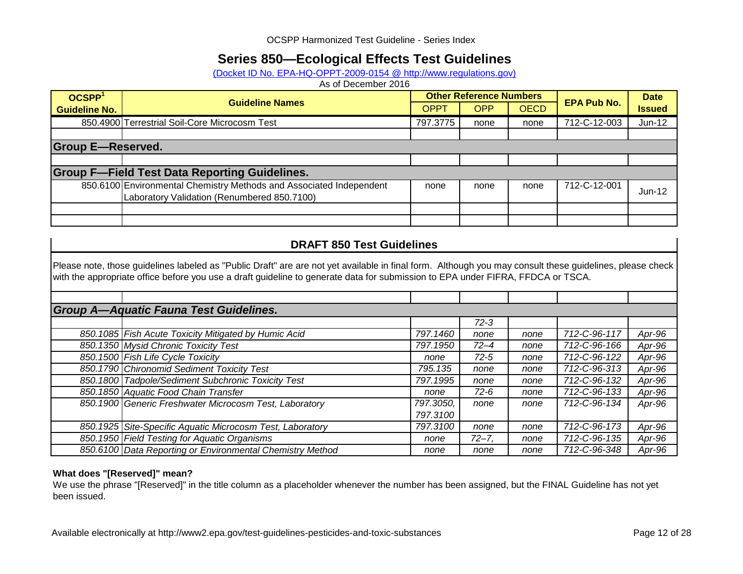OCSPP Harmonized Test Guideline - Series Index

# Series 850—Ecological Effects Test Guidelines

(Docket ID No. EPA-HQ-OPPT-2009-0154 @ http://www.regulations.gov)

As of December 2016

| OCSPP[1] Guideline No. | Guideline Names | Other Reference Numbers | | | EPA Pub No. | Date Issued |
|---|---|---|---|---|---|---|
| | | OPPT | OPP | OECD | | |
| 850.4900 | Terrestrial Soil-Core Microcosm Test | 797.3775 | none | none | 712-C-12-003 | Jun-12 |
| | | | | | | |
| **Group E—Reserved.** | | | | | | |
| | | | | | | |
| **Group F—Field Test Data Reporting Guidelines.** | | | | | | |
| 850.6100 | Environmental Chemistry Methods and Associated Independent Laboratory Validation (Renumbered 850.7100) | none | none | none | 712-C-12-001 | Jun-12 |
| | | | | | | |
| | | | | | | |

## DRAFT 850 Test Guidelines

Please note, those guidelines labeled as "Public Draft" are are not yet available in final form. Although you may consult these guidelines, please check with the appropriate office before you use a draft guideline to generate data for submission to EPA under FIFRA, FFDCA or TSCA.

| | | | | | | |
|---|---|---|---|---|---|---|
| ***Group A—Aquatic Fauna Test Guidelines.*** | | | | | | |
| | | | *72-3* | | | |
| *850.1085* | *Fish Acute Toxicity Mitigated by Humic Acid* | *797.1460* | *none* | *none* | *712-C-96-117* | *Apr-96* |
| *850.1350* | *Mysid Chronic Toxicity Test* | *797.1950* | *72–4* | *none* | *712-C-96-166* | *Apr-96* |
| *850.1500* | *Fish Life Cycle Toxicity* | *none* | *72-5* | *none* | *712-C-96-122* | *Apr-96* |
| *850.1790* | *Chironomid Sediment Toxicity Test* | *795.135* | *none* | *none* | *712-C-96-313* | *Apr-96* |
| *850.1800* | *Tadpole/Sediment Subchronic Toxicity Test* | *797.1995* | *none* | *none* | *712-C-96-132* | *Apr-96* |
| *850.1850* | *Aquatic Food Chain Transfer* | *none* | *72-6* | *none* | *712-C-96-133* | *Apr-96* |
| *850.1900* | *Generic Freshwater Microcosm Test, Laboratory* | *797.3050, 797.3100* | *none* | *none* | *712-C-96-134* | *Apr-96* |
| *850.1925* | *Site-Specific Aquatic Microcosm Test, Laboratory* | *797.3100* | *none* | *none* | *712-C-96-173* | *Apr-96* |
| *850.1950* | *Field Testing for Aquatic Organisms* | *none* | *72–7,* | *none* | *712-C-96-135* | *Apr-96* |
| *850.6100* | *Data Reporting or Environmental Chemistry Method* | *none* | *none* | *none* | *712-C-96-348* | *Apr-96* |

**What does "[Reserved]" mean?**

We use the phrase "[Reserved]" in the title column as a placeholder whenever the number has been assigned, but the FINAL Guideline has not yet been issued.

Available electronically at http://www2.epa.gov/test-guidelines-pesticides-and-toxic-substances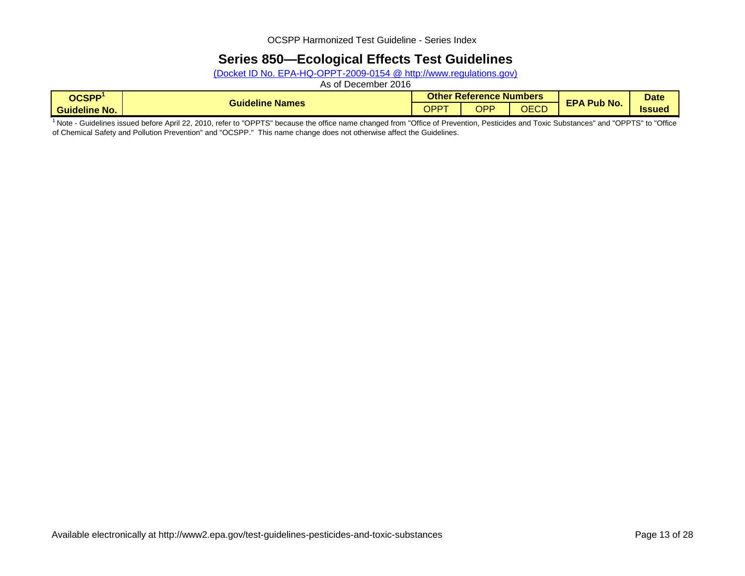# Series 850—Ecological Effects Test Guidelines

(Docket ID No. EPA-HQ-OPPT-2009-0154 @ http://www.regulations.gov)

As of December 2016

| OCSPP[1] Guideline No. | Guideline Names | Other Reference Numbers | | | EPA Pub No. | Date Issued |
|---|---|---|---|---|---|---|
| | | OPPT | OPP | OECD | | |

[1] Note - Guidelines issued before April 22, 2010, refer to "OPPTS" because the office name changed from "Office of Prevention, Pesticides and Toxic Substances" and "OPPTS" to "Office of Chemical Safety and Pollution Prevention" and "OCSPP." This name change does not otherwise affect the Guidelines.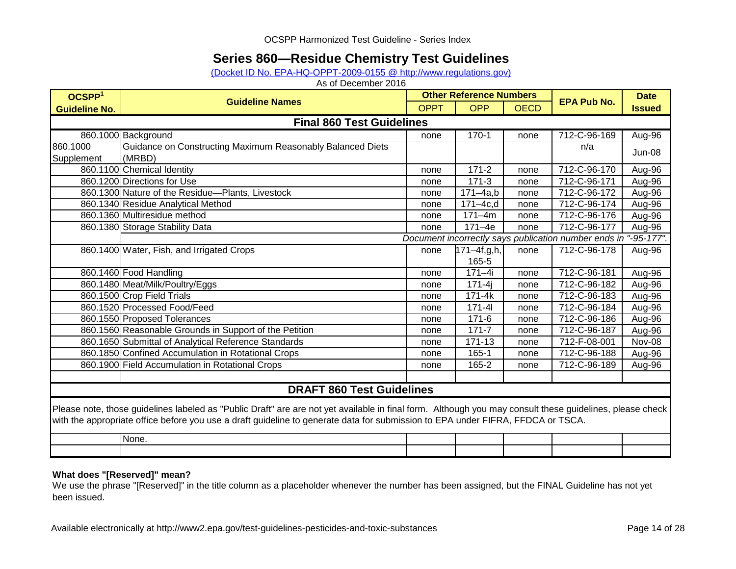OCSPP Harmonized Test Guideline - Series Index

# Series 860—Residue Chemistry Test Guidelines

(Docket ID No. EPA-HQ-OPPT-2009-0155 @ http://www.regulations.gov)

As of December 2016

| OCSPP[1] Guideline No. | Guideline Names | Other Reference Numbers | | | EPA Pub No. | Date Issued |
|---|---|---|---|---|---|---|
| | | OPPT | OPP | OECD | | |
| **Final 860 Test Guidelines** | | | | | | |
| 860.1000 | Background | none | 170-1 | none | 712-C-96-169 | Aug-96 |
| 860.1000 Supplement | Guidance on Constructing Maximum Reasonably Balanced Diets (MRBD) | | | | n/a | Jun-08 |
| 860.1100 | Chemical Identity | none | 171-2 | none | 712-C-96-170 | Aug-96 |
| 860.1200 | Directions for Use | none | 171-3 | none | 712-C-96-171 | Aug-96 |
| 860.1300 | Nature of the Residue—Plants, Livestock | none | 171–4a,b | none | 712-C-96-172 | Aug-96 |
| 860.1340 | Residue Analytical Method | none | 171–4c,d | none | 712-C-96-174 | Aug-96 |
| 860.1360 | Multiresidue method | none | 171–4m | none | 712-C-96-176 | Aug-96 |
| 860.1380 | Storage Stability Data | none | 171–4e | none | 712-C-96-177 | Aug-96 |
| | *Document incorrectly says publication number ends in "-95-177".* | | | | | |
| 860.1400 | Water, Fish, and Irrigated Crops | none | 171–4f,g,h, 165-5 | none | 712-C-96-178 | Aug-96 |
| 860.1460 | Food Handling | none | 171–4i | none | 712-C-96-181 | Aug-96 |
| 860.1480 | Meat/Milk/Poultry/Eggs | none | 171-4j | none | 712-C-96-182 | Aug-96 |
| 860.1500 | Crop Field Trials | none | 171-4k | none | 712-C-96-183 | Aug-96 |
| 860.1520 | Processed Food/Feed | none | 171-4l | none | 712-C-96-184 | Aug-96 |
| 860.1550 | Proposed Tolerances | none | 171-6 | none | 712-C-96-186 | Aug-96 |
| 860.1560 | Reasonable Grounds in Support of the Petition | none | 171-7 | none | 712-C-96-187 | Aug-96 |
| 860.1650 | Submittal of Analytical Reference Standards | none | 171-13 | none | 712-F-08-001 | Nov-08 |
| 860.1850 | Confined Accumulation in Rotational Crops | none | 165-1 | none | 712-C-96-188 | Aug-96 |
| 860.1900 | Field Accumulation in Rotational Crops | none | 165-2 | none | 712-C-96-189 | Aug-96 |
| | | | | | | |
| **DRAFT 860 Test Guidelines** | | | | | | |
| Please note, those guidelines labeled as "Public Draft" are are not yet available in final form. Although you may consult these guidelines, please check with the appropriate office before you use a draft guideline to generate data for submission to EPA under FIFRA, FFDCA or TSCA. | | | | | | |
| | None. | | | | | |
| | | | | | | |

**What does "[Reserved]" mean?**

We use the phrase "[Reserved]" in the title column as a placeholder whenever the number has been assigned, but the FINAL Guideline has not yet been issued.

Available electronically at http://www2.epa.gov/test-guidelines-pesticides-and-toxic-substances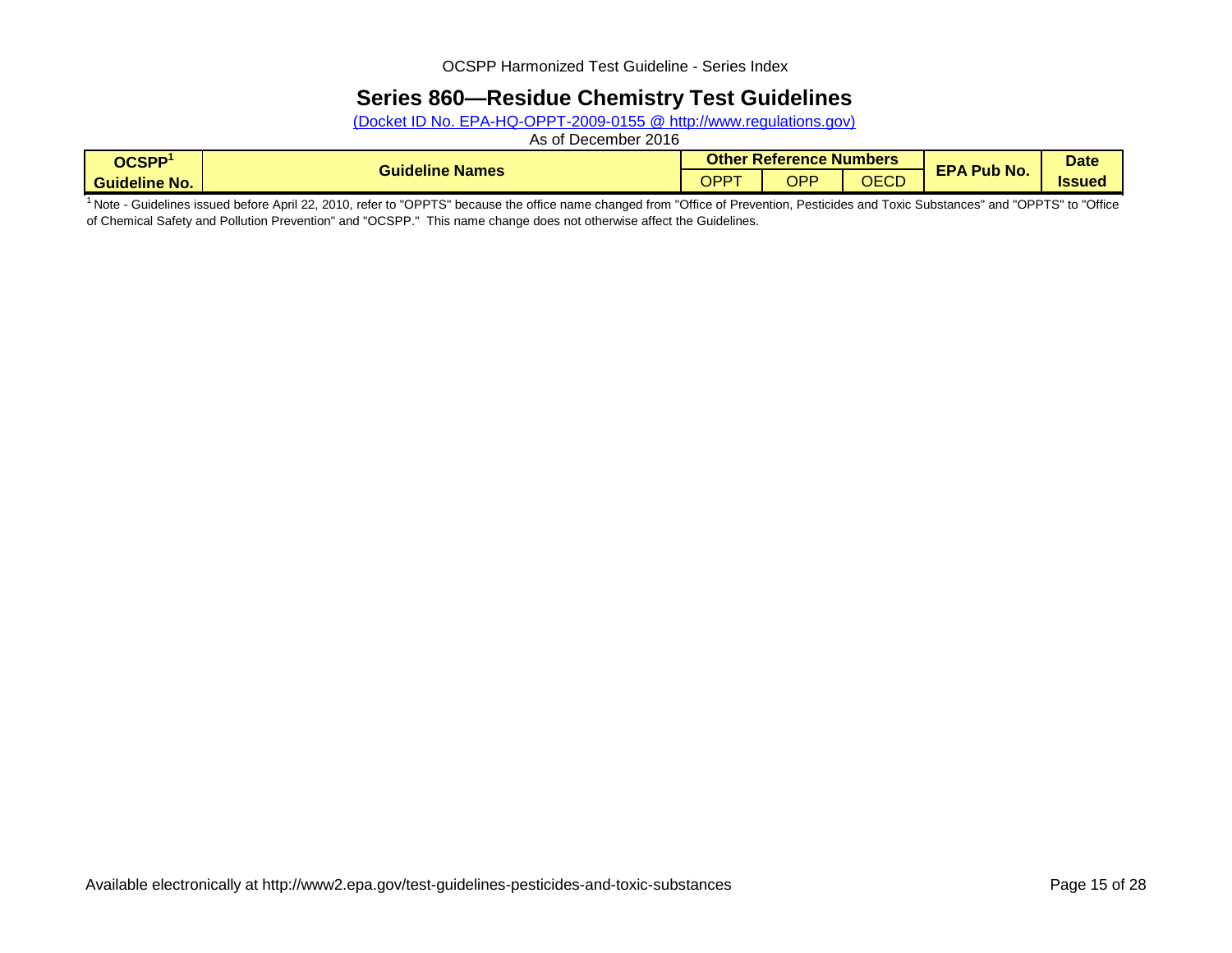OCSPP Harmonized Test Guideline - Series Index

# Series 860—Residue Chemistry Test Guidelines

(Docket ID No. EPA-HQ-OPPT-2009-0155 @ http://www.regulations.gov)

As of December 2016

| OCSPP[1] Guideline No. | Guideline Names | Other Reference Numbers | | | EPA Pub No. | Date Issued |
|---|---|---|---|---|---|---|
| | | OPPT | OPP | OECD | | |

[1] Note - Guidelines issued before April 22, 2010, refer to "OPPTS" because the office name changed from "Office of Prevention, Pesticides and Toxic Substances" and "OPPTS" to "Office of Chemical Safety and Pollution Prevention" and "OCSPP." This name change does not otherwise affect the Guidelines.

Available electronically at http://www2.epa.gov/test-guidelines-pesticides-and-toxic-substances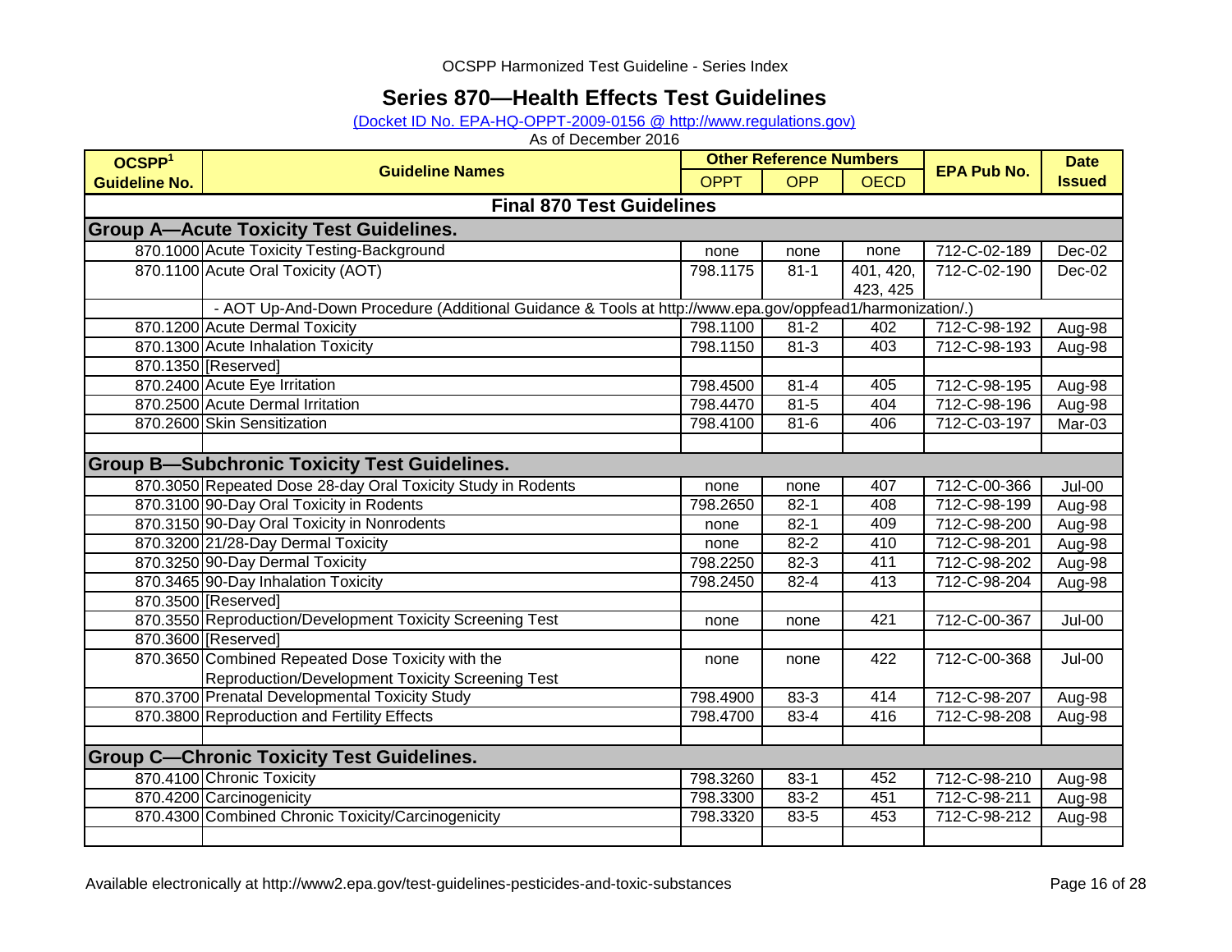OCSPP Harmonized Test Guideline - Series Index

# Series 870—Health Effects Test Guidelines

(Docket ID No. EPA-HQ-OPPT-2009-0156 @ http://www.regulations.gov)

As of December 2016

| OCSPP[1] Guideline No. | Guideline Names | Other Reference Numbers | | | EPA Pub No. | Date Issued |
|---|---|---|---|---|---|---|
| | | OPPT | OPP | OECD | | |
| **Final 870 Test Guidelines** | | | | | | |
| **Group A—Acute Toxicity Test Guidelines.** | | | | | | |
| 870.1000 | Acute Toxicity Testing-Background | none | none | none | 712-C-02-189 | Dec-02 |
| 870.1100 | Acute Oral Toxicity (AOT) | 798.1175 | 81-1 | 401, 420, 423, 425 | 712-C-02-190 | Dec-02 |
| | - AOT Up-And-Down Procedure (Additional Guidance & Tools at http://www.epa.gov/oppfead1/harmonization/.) | | | | | |
| 870.1200 | Acute Dermal Toxicity | 798.1100 | 81-2 | 402 | 712-C-98-192 | Aug-98 |
| 870.1300 | Acute Inhalation Toxicity | 798.1150 | 81-3 | 403 | 712-C-98-193 | Aug-98 |
| 870.1350 | [Reserved] | | | | | |
| 870.2400 | Acute Eye Irritation | 798.4500 | 81-4 | 405 | 712-C-98-195 | Aug-98 |
| 870.2500 | Acute Dermal Irritation | 798.4470 | 81-5 | 404 | 712-C-98-196 | Aug-98 |
| 870.2600 | Skin Sensitization | 798.4100 | 81-6 | 406 | 712-C-03-197 | Mar-03 |
| | | | | | | |
| **Group B—Subchronic Toxicity Test Guidelines.** | | | | | | |
| 870.3050 | Repeated Dose 28-day Oral Toxicity Study in Rodents | none | none | 407 | 712-C-00-366 | Jul-00 |
| 870.3100 | 90-Day Oral Toxicity in Rodents | 798.2650 | 82-1 | 408 | 712-C-98-199 | Aug-98 |
| 870.3150 | 90-Day Oral Toxicity in Nonrodents | none | 82-1 | 409 | 712-C-98-200 | Aug-98 |
| 870.3200 | 21/28-Day Dermal Toxicity | none | 82-2 | 410 | 712-C-98-201 | Aug-98 |
| 870.3250 | 90-Day Dermal Toxicity | 798.2250 | 82-3 | 411 | 712-C-98-202 | Aug-98 |
| 870.3465 | 90-Day Inhalation Toxicity | 798.2450 | 82-4 | 413 | 712-C-98-204 | Aug-98 |
| 870.3500 | [Reserved] | | | | | |
| 870.3550 | Reproduction/Development Toxicity Screening Test | none | none | 421 | 712-C-00-367 | Jul-00 |
| 870.3600 | [Reserved] | | | | | |
| 870.3650 | Combined Repeated Dose Toxicity with the Reproduction/Development Toxicity Screening Test | none | none | 422 | 712-C-00-368 | Jul-00 |
| 870.3700 | Prenatal Developmental Toxicity Study | 798.4900 | 83-3 | 414 | 712-C-98-207 | Aug-98 |
| 870.3800 | Reproduction and Fertility Effects | 798.4700 | 83-4 | 416 | 712-C-98-208 | Aug-98 |
| | | | | | | |
| **Group C—Chronic Toxicity Test Guidelines.** | | | | | | |
| 870.4100 | Chronic Toxicity | 798.3260 | 83-1 | 452 | 712-C-98-210 | Aug-98 |
| 870.4200 | Carcinogenicity | 798.3300 | 83-2 | 451 | 712-C-98-211 | Aug-98 |
| 870.4300 | Combined Chronic Toxicity/Carcinogenicity | 798.3320 | 83-5 | 453 | 712-C-98-212 | Aug-98 |
| | | | | | | |

Available electronically at http://www2.epa.gov/test-guidelines-pesticides-and-toxic-substances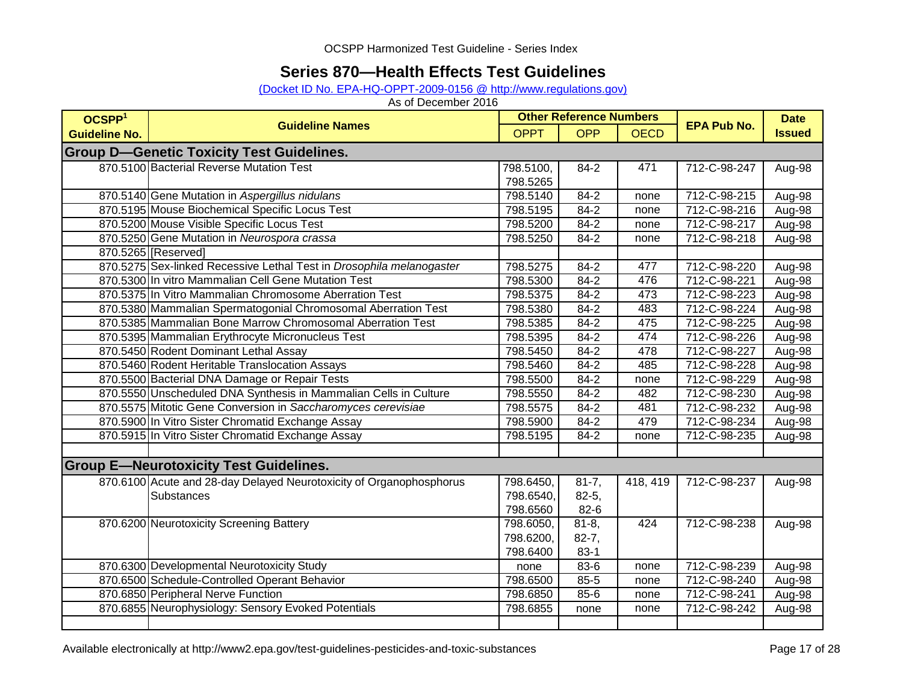OCSPP Harmonized Test Guideline - Series Index

# Series 870—Health Effects Test Guidelines

(Docket ID No. EPA-HQ-OPPT-2009-0156 @ http://www.regulations.gov)

As of December 2016

| OCSPP[1] Guideline No. | Guideline Names | Other Reference Numbers | | | EPA Pub No. | Date Issued |
|---|---|---|---|---|---|---|
| | | OPPT | OPP | OECD | | |
| **Group D—Genetic Toxicity Test Guidelines.** | | | | | | |
| 870.5100 | Bacterial Reverse Mutation Test | 798.5100, 798.5265 | 84-2 | 471 | 712-C-98-247 | Aug-98 |
| 870.5140 | Gene Mutation in *Aspergillus nidulans* | 798.5140 | 84-2 | none | 712-C-98-215 | Aug-98 |
| 870.5195 | Mouse Biochemical Specific Locus Test | 798.5195 | 84-2 | none | 712-C-98-216 | Aug-98 |
| 870.5200 | Mouse Visible Specific Locus Test | 798.5200 | 84-2 | none | 712-C-98-217 | Aug-98 |
| 870.5250 | Gene Mutation in *Neurospora crassa* | 798.5250 | 84-2 | none | 712-C-98-218 | Aug-98 |
| 870.5265 | [Reserved] | | | | | |
| 870.5275 | Sex-linked Recessive Lethal Test in *Drosophila melanogaster* | 798.5275 | 84-2 | 477 | 712-C-98-220 | Aug-98 |
| 870.5300 | In vitro Mammalian Cell Gene Mutation Test | 798.5300 | 84-2 | 476 | 712-C-98-221 | Aug-98 |
| 870.5375 | In Vitro Mammalian Chromosome Aberration Test | 798.5375 | 84-2 | 473 | 712-C-98-223 | Aug-98 |
| 870.5380 | Mammalian Spermatogonial Chromosomal Aberration Test | 798.5380 | 84-2 | 483 | 712-C-98-224 | Aug-98 |
| 870.5385 | Mammalian Bone Marrow Chromosomal Aberration Test | 798.5385 | 84-2 | 475 | 712-C-98-225 | Aug-98 |
| 870.5395 | Mammalian Erythrocyte Micronucleus Test | 798.5395 | 84-2 | 474 | 712-C-98-226 | Aug-98 |
| 870.5450 | Rodent Dominant Lethal Assay | 798.5450 | 84-2 | 478 | 712-C-98-227 | Aug-98 |
| 870.5460 | Rodent Heritable Translocation Assays | 798.5460 | 84-2 | 485 | 712-C-98-228 | Aug-98 |
| 870.5500 | Bacterial DNA Damage or Repair Tests | 798.5500 | 84-2 | none | 712-C-98-229 | Aug-98 |
| 870.5550 | Unscheduled DNA Synthesis in Mammalian Cells in Culture | 798.5550 | 84-2 | 482 | 712-C-98-230 | Aug-98 |
| 870.5575 | Mitotic Gene Conversion in *Saccharomyces cerevisiae* | 798.5575 | 84-2 | 481 | 712-C-98-232 | Aug-98 |
| 870.5900 | In Vitro Sister Chromatid Exchange Assay | 798.5900 | 84-2 | 479 | 712-C-98-234 | Aug-98 |
| 870.5915 | In Vitro Sister Chromatid Exchange Assay | 798.5195 | 84-2 | none | 712-C-98-235 | Aug-98 |
| | | | | | | |
| **Group E—Neurotoxicity Test Guidelines.** | | | | | | |
| 870.6100 | Acute and 28-day Delayed Neurotoxicity of Organophosphorus Substances | 798.6450, 798.6540, 798.6560 | 81-7, 82-5, 82-6 | 418, 419 | 712-C-98-237 | Aug-98 |
| 870.6200 | Neurotoxicity Screening Battery | 798.6050, 798.6200, 798.6400 | 81-8, 82-7, 83-1 | 424 | 712-C-98-238 | Aug-98 |
| 870.6300 | Developmental Neurotoxicity Study | none | 83-6 | none | 712-C-98-239 | Aug-98 |
| 870.6500 | Schedule-Controlled Operant Behavior | 798.6500 | 85-5 | none | 712-C-98-240 | Aug-98 |
| 870.6850 | Peripheral Nerve Function | 798.6850 | 85-6 | none | 712-C-98-241 | Aug-98 |
| 870.6855 | Neurophysiology: Sensory Evoked Potentials | 798.6855 | none | none | 712-C-98-242 | Aug-98 |
| | | | | | | |

Available electronically at http://www2.epa.gov/test-guidelines-pesticides-and-toxic-substances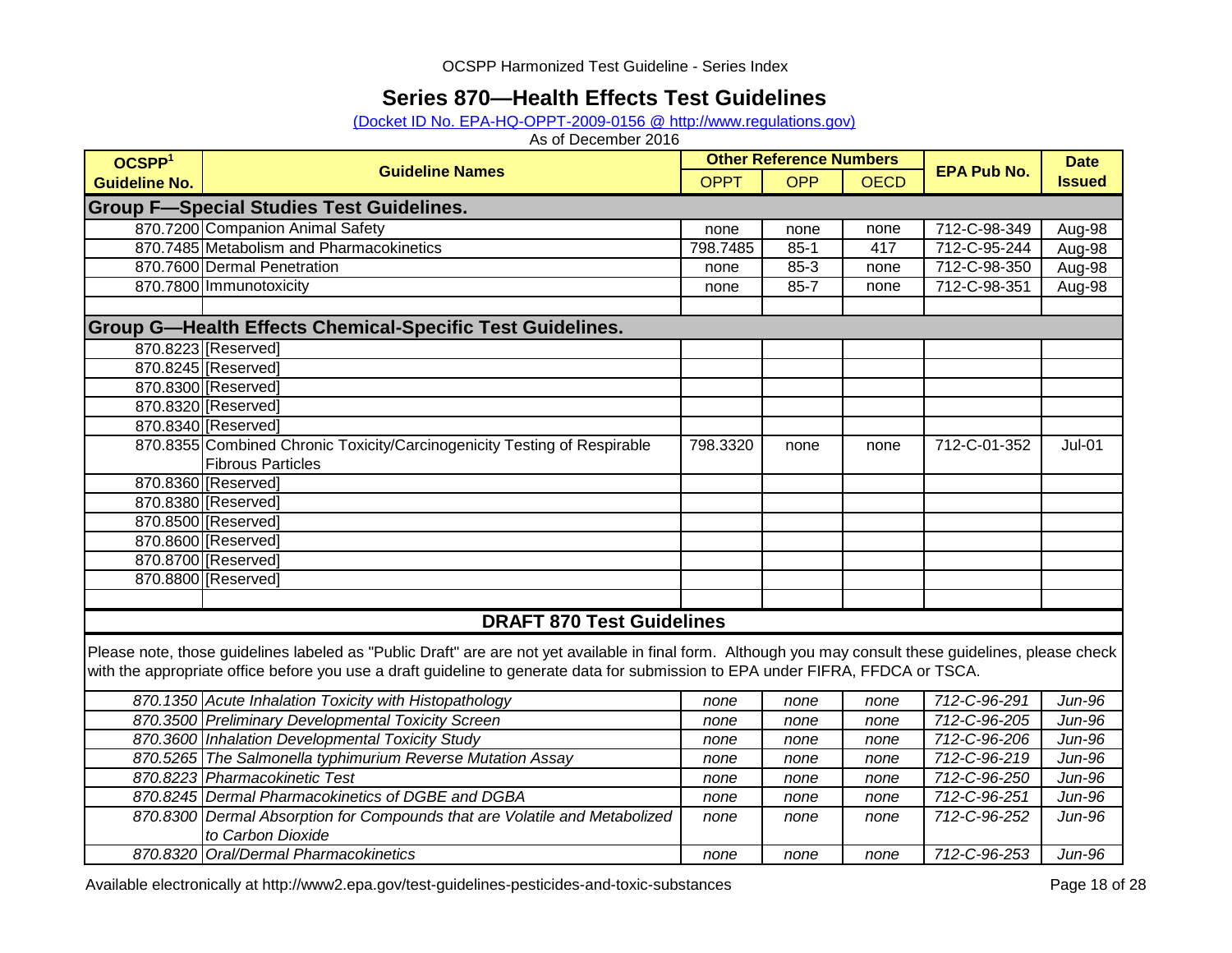OCSPP Harmonized Test Guideline - Series Index

# Series 870—Health Effects Test Guidelines

(Docket ID No. EPA-HQ-OPPT-2009-0156 @ http://www.regulations.gov)

As of December 2016

| OCSPP[1] Guideline No. | Guideline Names | Other Reference Numbers | | | EPA Pub No. | Date Issued |
|---|---|---|---|---|---|---|
| | | OPPT | OPP | OECD | | |
| **Group F—Special Studies Test Guidelines.** | | | | | | |
| 870.7200 | Companion Animal Safety | none | none | none | 712-C-98-349 | Aug-98 |
| 870.7485 | Metabolism and Pharmacokinetics | 798.7485 | 85-1 | 417 | 712-C-95-244 | Aug-98 |
| 870.7600 | Dermal Penetration | none | 85-3 | none | 712-C-98-350 | Aug-98 |
| 870.7800 | Immunotoxicity | none | 85-7 | none | 712-C-98-351 | Aug-98 |
| | | | | | | |
| **Group G—Health Effects Chemical-Specific Test Guidelines.** | | | | | | |
| 870.8223 | [Reserved] | | | | | |
| 870.8245 | [Reserved] | | | | | |
| 870.8300 | [Reserved] | | | | | |
| 870.8320 | [Reserved] | | | | | |
| 870.8340 | [Reserved] | | | | | |
| 870.8355 | Combined Chronic Toxicity/Carcinogenicity Testing of Respirable Fibrous Particles | 798.3320 | none | none | 712-C-01-352 | Jul-01 |
| 870.8360 | [Reserved] | | | | | |
| 870.8380 | [Reserved] | | | | | |
| 870.8500 | [Reserved] | | | | | |
| 870.8600 | [Reserved] | | | | | |
| 870.8700 | [Reserved] | | | | | |
| 870.8800 | [Reserved] | | | | | |
| | | | | | | |

## DRAFT 870 Test Guidelines

Please note, those guidelines labeled as "Public Draft" are are not yet available in final form. Although you may consult these guidelines, please check with the appropriate office before you use a draft guideline to generate data for submission to EPA under FIFRA, FFDCA or TSCA.

| OCSPP Guideline No. | Guideline Names | OPPT | OPP | OECD | EPA Pub No. | Date Issued |
|---|---|---|---|---|---|---|
| *870.1350* | *Acute Inhalation Toxicity with Histopathology* | *none* | *none* | *none* | *712-C-96-291* | *Jun-96* |
| *870.3500* | *Preliminary Developmental Toxicity Screen* | *none* | *none* | *none* | *712-C-96-205* | *Jun-96* |
| *870.3600* | *Inhalation Developmental Toxicity Study* | *none* | *none* | *none* | *712-C-96-206* | *Jun-96* |
| *870.5265* | *The Salmonella typhimurium Reverse Mutation Assay* | *none* | *none* | *none* | *712-C-96-219* | *Jun-96* |
| *870.8223* | *Pharmacokinetic Test* | *none* | *none* | *none* | *712-C-96-250* | *Jun-96* |
| *870.8245* | *Dermal Pharmacokinetics of DGBE and DGBA* | *none* | *none* | *none* | *712-C-96-251* | *Jun-96* |
| *870.8300* | *Dermal Absorption for Compounds that are Volatile and Metabolized to Carbon Dioxide* | *none* | *none* | *none* | *712-C-96-252* | *Jun-96* |
| *870.8320* | *Oral/Dermal Pharmacokinetics* | *none* | *none* | *none* | *712-C-96-253* | *Jun-96* |

Available electronically at http://www2.epa.gov/test-guidelines-pesticides-and-toxic-substances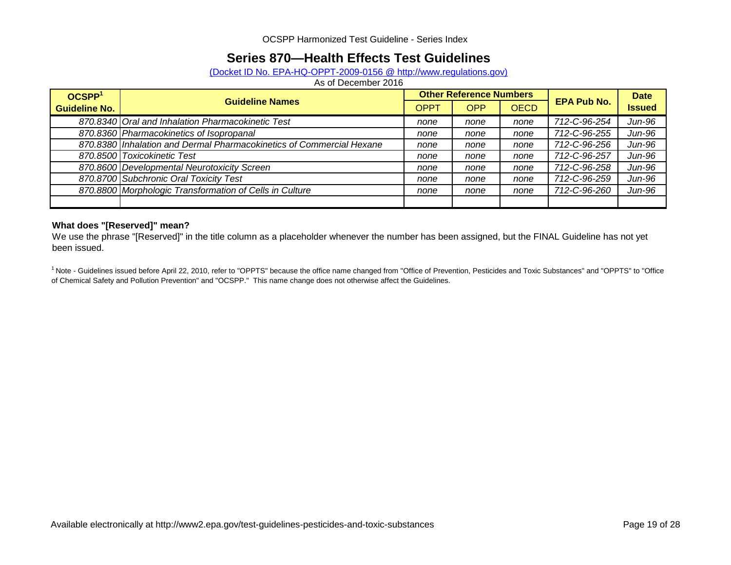OCSPP Harmonized Test Guideline - Series Index

# Series 870—Health Effects Test Guidelines

(Docket ID No. EPA-HQ-OPPT-2009-0156 @ http://www.regulations.gov)

As of December 2016

| OCSPP[1] Guideline No. | Guideline Names | Other Reference Numbers | | | EPA Pub No. | Date Issued |
|---|---|---|---|---|---|---|
| | | OPPT | OPP | OECD | | |
| *870.8340* | *Oral and Inhalation Pharmacokinetic Test* | *none* | *none* | *none* | *712-C-96-254* | *Jun-96* |
| *870.8360* | *Pharmacokinetics of Isopropanal* | *none* | *none* | *none* | *712-C-96-255* | *Jun-96* |
| *870.8380* | *Inhalation and Dermal Pharmacokinetics of Commercial Hexane* | *none* | *none* | *none* | *712-C-96-256* | *Jun-96* |
| *870.8500* | *Toxicokinetic Test* | *none* | *none* | *none* | *712-C-96-257* | *Jun-96* |
| *870.8600* | *Developmental Neurotoxicity Screen* | *none* | *none* | *none* | *712-C-96-258* | *Jun-96* |
| *870.8700* | *Subchronic Oral Toxicity Test* | *none* | *none* | *none* | *712-C-96-259* | *Jun-96* |
| *870.8800* | *Morphologic Transformation of Cells in Culture* | *none* | *none* | *none* | *712-C-96-260* | *Jun-96* |
| | | | | | | |

**What does "[Reserved]" mean?**

We use the phrase "[Reserved]" in the title column as a placeholder whenever the number has been assigned, but the FINAL Guideline has not yet been issued.

[1] Note - Guidelines issued before April 22, 2010, refer to "OPPTS" because the office name changed from "Office of Prevention, Pesticides and Toxic Substances" and "OPPTS" to "Office of Chemical Safety and Pollution Prevention" and "OCSPP." This name change does not otherwise affect the Guidelines.

Available electronically at http://www2.epa.gov/test-guidelines-pesticides-and-toxic-substances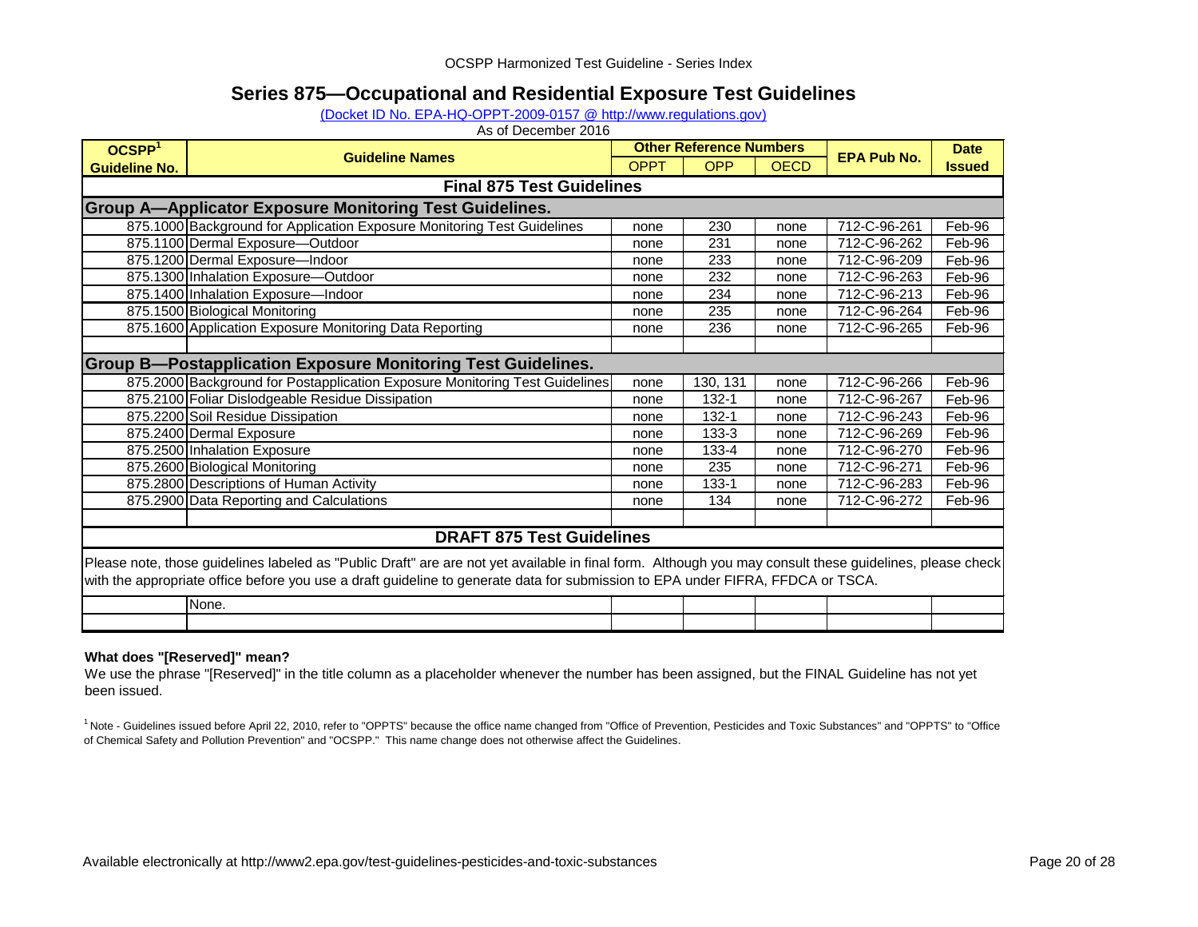OCSPP Harmonized Test Guideline - Series Index

# Series 875—Occupational and Residential Exposure Test Guidelines

(Docket ID No. EPA-HQ-OPPT-2009-0157 @ http://www.regulations.gov)

As of December 2016

| OCSPP[1] Guideline No. | Guideline Names | Other Reference Numbers | | | EPA Pub No. | Date Issued |
|---|---|---|---|---|---|---|
| | | OPPT | OPP | OECD | | |
| **Final 875 Test Guidelines** | | | | | | |
| **Group A—Applicator Exposure Monitoring Test Guidelines.** | | | | | | |
| 875.1000 | Background for Application Exposure Monitoring Test Guidelines | none | 230 | none | 712-C-96-261 | Feb-96 |
| 875.1100 | Dermal Exposure—Outdoor | none | 231 | none | 712-C-96-262 | Feb-96 |
| 875.1200 | Dermal Exposure—Indoor | none | 233 | none | 712-C-96-209 | Feb-96 |
| 875.1300 | Inhalation Exposure—Outdoor | none | 232 | none | 712-C-96-263 | Feb-96 |
| 875.1400 | Inhalation Exposure—Indoor | none | 234 | none | 712-C-96-213 | Feb-96 |
| 875.1500 | Biological Monitoring | none | 235 | none | 712-C-96-264 | Feb-96 |
| 875.1600 | Application Exposure Monitoring Data Reporting | none | 236 | none | 712-C-96-265 | Feb-96 |
| **Group B—Postapplication Exposure Monitoring Test Guidelines.** | | | | | | |
| 875.2000 | Background for Postapplication Exposure Monitoring Test Guidelines | none | 130, 131 | none | 712-C-96-266 | Feb-96 |
| 875.2100 | Foliar Dislodgeable Residue Dissipation | none | 132-1 | none | 712-C-96-267 | Feb-96 |
| 875.2200 | Soil Residue Dissipation | none | 132-1 | none | 712-C-96-243 | Feb-96 |
| 875.2400 | Dermal Exposure | none | 133-3 | none | 712-C-96-269 | Feb-96 |
| 875.2500 | Inhalation Exposure | none | 133-4 | none | 712-C-96-270 | Feb-96 |
| 875.2600 | Biological Monitoring | none | 235 | none | 712-C-96-271 | Feb-96 |
| 875.2800 | Descriptions of Human Activity | none | 133-1 | none | 712-C-96-283 | Feb-96 |
| 875.2900 | Data Reporting and Calculations | none | 134 | none | 712-C-96-272 | Feb-96 |
| **DRAFT 875 Test Guidelines** | | | | | | |
| Please note, those guidelines labeled as "Public Draft" are are not yet available in final form. Although you may consult these guidelines, please check with the appropriate office before you use a draft guideline to generate data for submission to EPA under FIFRA, FFDCA or TSCA. | | | | | | |
| | None. | | | | | |

**What does "[Reserved]" mean?**

We use the phrase "[Reserved]" in the title column as a placeholder whenever the number has been assigned, but the FINAL Guideline has not yet been issued.

[1] Note - Guidelines issued before April 22, 2010, refer to "OPPTS" because the office name changed from "Office of Prevention, Pesticides and Toxic Substances" and "OPPTS" to "Office of Chemical Safety and Pollution Prevention" and "OCSPP." This name change does not otherwise affect the Guidelines.

Available electronically at http://www2.epa.gov/test-guidelines-pesticides-and-toxic-substances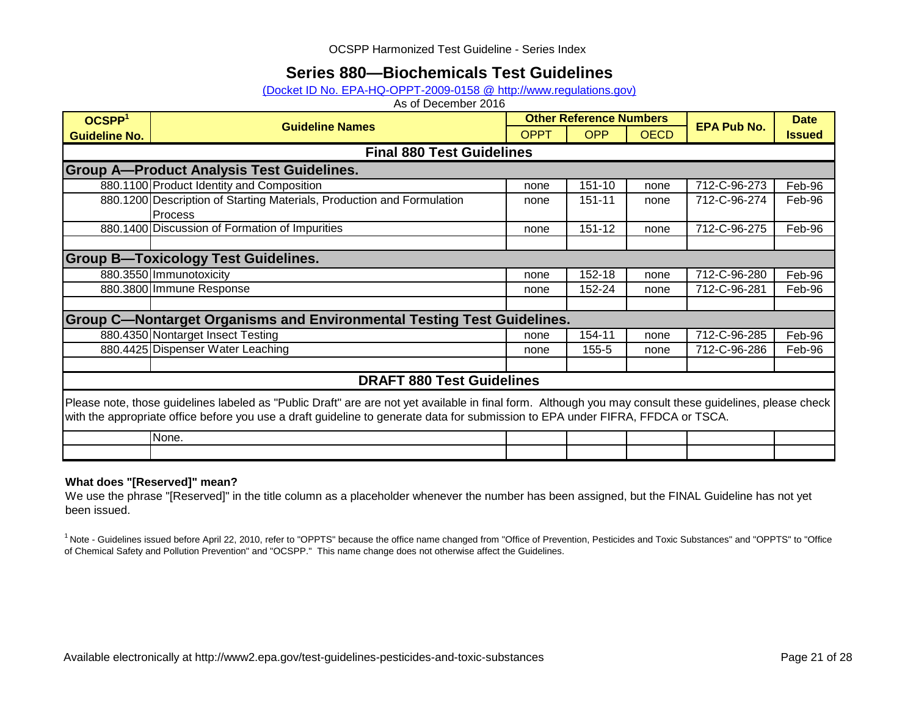OCSPP Harmonized Test Guideline - Series Index

# Series 880—Biochemicals Test Guidelines

(Docket ID No. EPA-HQ-OPPT-2009-0158 @ http://www.regulations.gov)

As of December 2016

| OCSPP[1] Guideline No. | Guideline Names | Other Reference Numbers | | | EPA Pub No. | Date Issued |
|---|---|---|---|---|---|---|
| | | OPPT | OPP | OECD | | |
| **Final 880 Test Guidelines** | | | | | | |
| **Group A—Product Analysis Test Guidelines.** | | | | | | |
| 880.1100 | Product Identity and Composition | none | 151-10 | none | 712-C-96-273 | Feb-96 |
| 880.1200 | Description of Starting Materials, Production and Formulation Process | none | 151-11 | none | 712-C-96-274 | Feb-96 |
| 880.1400 | Discussion of Formation of Impurities | none | 151-12 | none | 712-C-96-275 | Feb-96 |
| | | | | | | |
| **Group B—Toxicology Test Guidelines.** | | | | | | |
| 880.3550 | Immunotoxicity | none | 152-18 | none | 712-C-96-280 | Feb-96 |
| 880.3800 | Immune Response | none | 152-24 | none | 712-C-96-281 | Feb-96 |
| | | | | | | |
| **Group C—Nontarget Organisms and Environmental Testing Test Guidelines.** | | | | | | |
| 880.4350 | Nontarget Insect Testing | none | 154-11 | none | 712-C-96-285 | Feb-96 |
| 880.4425 | Dispenser Water Leaching | none | 155-5 | none | 712-C-96-286 | Feb-96 |
| | | | | | | |
| **DRAFT 880 Test Guidelines** | | | | | | |
| Please note, those guidelines labeled as "Public Draft" are are not yet available in final form. Although you may consult these guidelines, please check with the appropriate office before you use a draft guideline to generate data for submission to EPA under FIFRA, FFDCA or TSCA. | | | | | | |
| | None. | | | | | |
| | | | | | | |

**What does "[Reserved]" mean?**

We use the phrase "[Reserved]" in the title column as a placeholder whenever the number has been assigned, but the FINAL Guideline has not yet been issued.

[1] Note - Guidelines issued before April 22, 2010, refer to "OPPTS" because the office name changed from "Office of Prevention, Pesticides and Toxic Substances" and "OPPTS" to "Office of Chemical Safety and Pollution Prevention" and "OCSPP." This name change does not otherwise affect the Guidelines.

Available electronically at http://www2.epa.gov/test-guidelines-pesticides-and-toxic-substances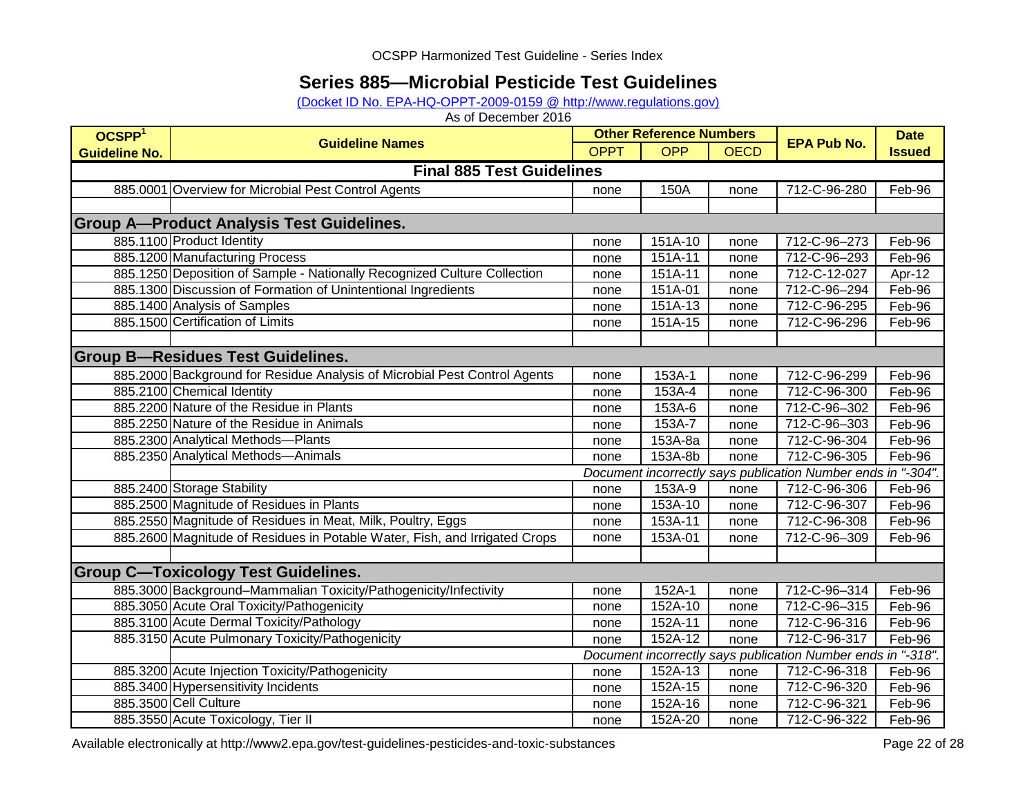OCSPP Harmonized Test Guideline - Series Index

# Series 885—Microbial Pesticide Test Guidelines

(Docket ID No. EPA-HQ-OPPT-2009-0159 @ http://www.regulations.gov)

As of December 2016

| OCSPP[1] Guideline No. | Guideline Names | Other Reference Numbers | | | EPA Pub No. | Date Issued |
|---|---|---|---|---|---|---|
| | | OPPT | OPP | OECD | | |
| **Final 885 Test Guidelines** | | | | | | |
| 885.0001 | Overview for Microbial Pest Control Agents | none | 150A | none | 712-C-96-280 | Feb-96 |
| | | | | | | |
| **Group A—Product Analysis Test Guidelines.** | | | | | | |
| 885.1100 | Product Identity | none | 151A-10 | none | 712-C-96–273 | Feb-96 |
| 885.1200 | Manufacturing Process | none | 151A-11 | none | 712-C-96–293 | Feb-96 |
| 885.1250 | Deposition of Sample - Nationally Recognized Culture Collection | none | 151A-11 | none | 712-C-12-027 | Apr-12 |
| 885.1300 | Discussion of Formation of Unintentional Ingredients | none | 151A-01 | none | 712-C-96–294 | Feb-96 |
| 885.1400 | Analysis of Samples | none | 151A-13 | none | 712-C-96-295 | Feb-96 |
| 885.1500 | Certification of Limits | none | 151A-15 | none | 712-C-96-296 | Feb-96 |
| | | | | | | |
| **Group B—Residues Test Guidelines.** | | | | | | |
| 885.2000 | Background for Residue Analysis of Microbial Pest Control Agents | none | 153A-1 | none | 712-C-96-299 | Feb-96 |
| 885.2100 | Chemical Identity | none | 153A-4 | none | 712-C-96-300 | Feb-96 |
| 885.2200 | Nature of the Residue in Plants | none | 153A-6 | none | 712-C-96–302 | Feb-96 |
| 885.2250 | Nature of the Residue in Animals | none | 153A-7 | none | 712-C-96–303 | Feb-96 |
| 885.2300 | Analytical Methods—Plants | none | 153A-8a | none | 712-C-96-304 | Feb-96 |
| 885.2350 | Analytical Methods—Animals | none | 153A-8b | none | 712-C-96-305 | Feb-96 |
| | | *Document incorrectly says publication Number ends in "-304".* | | | | |
| 885.2400 | Storage Stability | none | 153A-9 | none | 712-C-96-306 | Feb-96 |
| 885.2500 | Magnitude of Residues in Plants | none | 153A-10 | none | 712-C-96-307 | Feb-96 |
| 885.2550 | Magnitude of Residues in Meat, Milk, Poultry, Eggs | none | 153A-11 | none | 712-C-96-308 | Feb-96 |
| 885.2600 | Magnitude of Residues in Potable Water, Fish, and Irrigated Crops | none | 153A-01 | none | 712-C-96–309 | Feb-96 |
| | | | | | | |
| **Group C—Toxicology Test Guidelines.** | | | | | | |
| 885.3000 | Background–Mammalian Toxicity/Pathogenicity/Infectivity | none | 152A-1 | none | 712-C-96–314 | Feb-96 |
| 885.3050 | Acute Oral Toxicity/Pathogenicity | none | 152A-10 | none | 712-C-96–315 | Feb-96 |
| 885.3100 | Acute Dermal Toxicity/Pathology | none | 152A-11 | none | 712-C-96-316 | Feb-96 |
| 885.3150 | Acute Pulmonary Toxicity/Pathogenicity | none | 152A-12 | none | 712-C-96-317 | Feb-96 |
| | | *Document incorrectly says publication Number ends in "-318".* | | | | |
| 885.3200 | Acute Injection Toxicity/Pathogenicity | none | 152A-13 | none | 712-C-96-318 | Feb-96 |
| 885.3400 | Hypersensitivity Incidents | none | 152A-15 | none | 712-C-96-320 | Feb-96 |
| 885.3500 | Cell Culture | none | 152A-16 | none | 712-C-96-321 | Feb-96 |
| 885.3550 | Acute Toxicology, Tier II | none | 152A-20 | none | 712-C-96-322 | Feb-96 |

Available electronically at http://www2.epa.gov/test-guidelines-pesticides-and-toxic-substances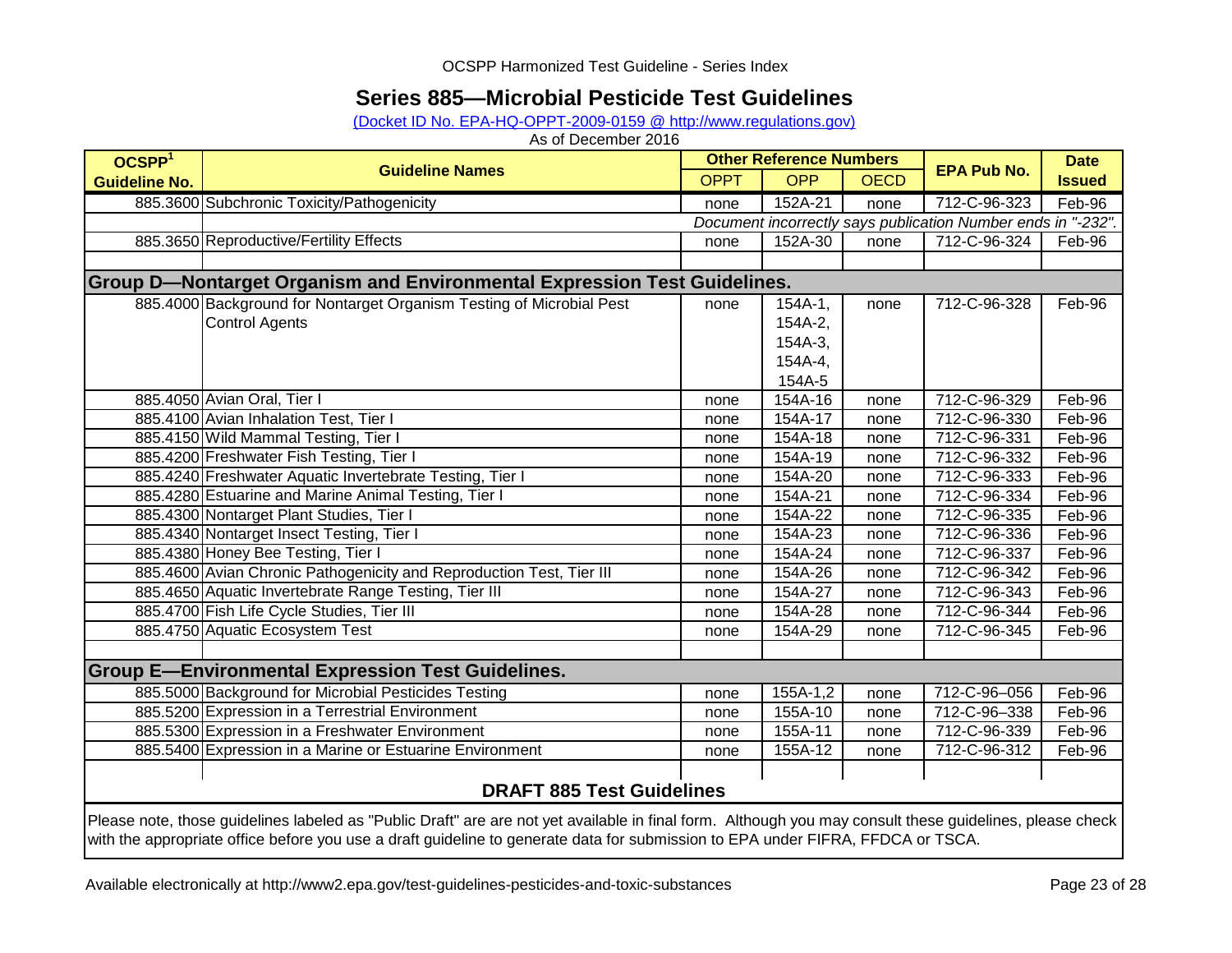OCSPP Harmonized Test Guideline - Series Index

# Series 885—Microbial Pesticide Test Guidelines

(Docket ID No. EPA-HQ-OPPT-2009-0159 @ http://www.regulations.gov)

As of December 2016

| OCSPP[1] Guideline No. | Guideline Names | Other Reference Numbers | | | EPA Pub No. | Date Issued |
|---|---|---|---|---|---|---|
| | | OPPT | OPP | OECD | | |
| 885.3600 | Subchronic Toxicity/Pathogenicity | none | 152A-21 | none | 712-C-96-323 | Feb-96 |
| | *Document incorrectly says publication Number ends in "-232".* | | | | | |
| 885.3650 | Reproductive/Fertility Effects | none | 152A-30 | none | 712-C-96-324 | Feb-96 |
| | | | | | | |
| **Group D—Nontarget Organism and Environmental Expression Test Guidelines.** | | | | | | |
| 885.4000 | Background for Nontarget Organism Testing of Microbial Pest Control Agents | none | 154A-1, 154A-2, 154A-3, 154A-4, 154A-5 | none | 712-C-96-328 | Feb-96 |
| 885.4050 | Avian Oral, Tier I | none | 154A-16 | none | 712-C-96-329 | Feb-96 |
| 885.4100 | Avian Inhalation Test, Tier I | none | 154A-17 | none | 712-C-96-330 | Feb-96 |
| 885.4150 | Wild Mammal Testing, Tier I | none | 154A-18 | none | 712-C-96-331 | Feb-96 |
| 885.4200 | Freshwater Fish Testing, Tier I | none | 154A-19 | none | 712-C-96-332 | Feb-96 |
| 885.4240 | Freshwater Aquatic Invertebrate Testing, Tier I | none | 154A-20 | none | 712-C-96-333 | Feb-96 |
| 885.4280 | Estuarine and Marine Animal Testing, Tier I | none | 154A-21 | none | 712-C-96-334 | Feb-96 |
| 885.4300 | Nontarget Plant Studies, Tier I | none | 154A-22 | none | 712-C-96-335 | Feb-96 |
| 885.4340 | Nontarget Insect Testing, Tier I | none | 154A-23 | none | 712-C-96-336 | Feb-96 |
| 885.4380 | Honey Bee Testing, Tier I | none | 154A-24 | none | 712-C-96-337 | Feb-96 |
| 885.4600 | Avian Chronic Pathogenicity and Reproduction Test, Tier III | none | 154A-26 | none | 712-C-96-342 | Feb-96 |
| 885.4650 | Aquatic Invertebrate Range Testing, Tier III | none | 154A-27 | none | 712-C-96-343 | Feb-96 |
| 885.4700 | Fish Life Cycle Studies, Tier III | none | 154A-28 | none | 712-C-96-344 | Feb-96 |
| 885.4750 | Aquatic Ecosystem Test | none | 154A-29 | none | 712-C-96-345 | Feb-96 |
| | | | | | | |
| **Group E—Environmental Expression Test Guidelines.** | | | | | | |
| 885.5000 | Background for Microbial Pesticides Testing | none | 155A-1,2 | none | 712-C-96–056 | Feb-96 |
| 885.5200 | Expression in a Terrestrial Environment | none | 155A-10 | none | 712-C-96–338 | Feb-96 |
| 885.5300 | Expression in a Freshwater Environment | none | 155A-11 | none | 712-C-96-339 | Feb-96 |
| 885.5400 | Expression in a Marine or Estuarine Environment | none | 155A-12 | none | 712-C-96-312 | Feb-96 |

## DRAFT 885 Test Guidelines

Please note, those guidelines labeled as "Public Draft" are are not yet available in final form. Although you may consult these guidelines, please check with the appropriate office before you use a draft guideline to generate data for submission to EPA under FIFRA, FFDCA or TSCA.

Available electronically at http://www2.epa.gov/test-guidelines-pesticides-and-toxic-substances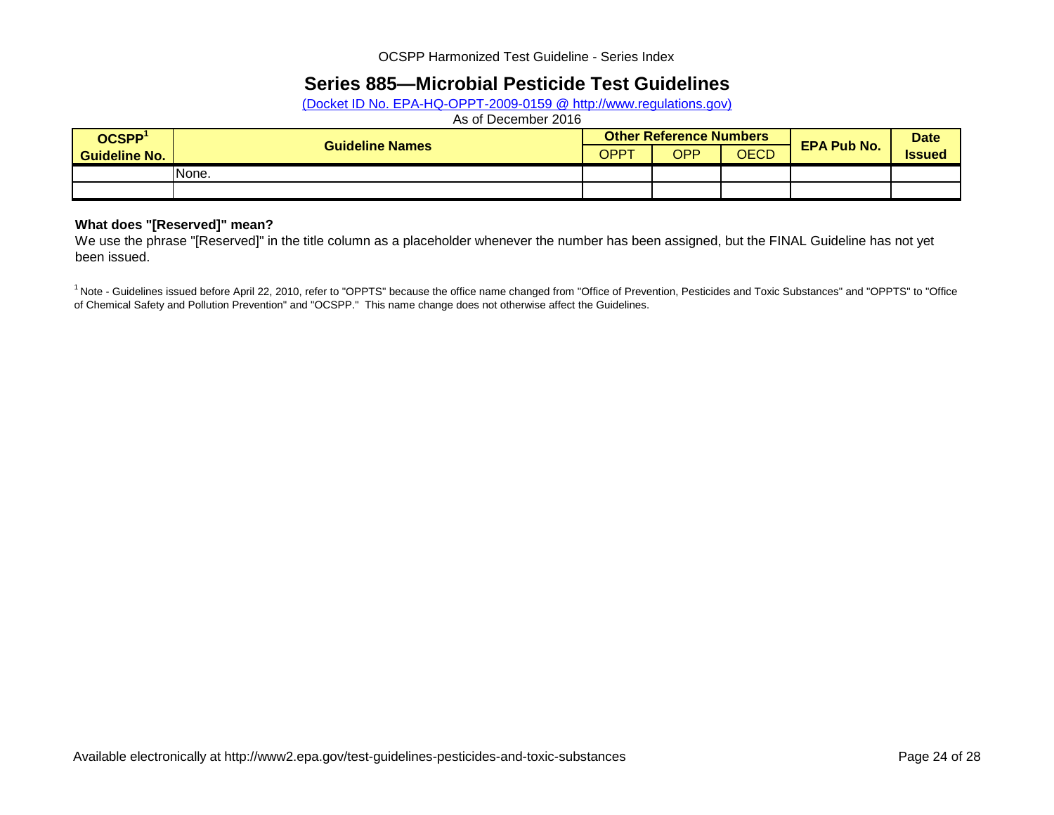OCSPP Harmonized Test Guideline - Series Index

# Series 885—Microbial Pesticide Test Guidelines

(Docket ID No. EPA-HQ-OPPT-2009-0159 @ http://www.regulations.gov)

As of December 2016

| OCSPP[1] Guideline No. | Guideline Names | Other Reference Numbers | | | EPA Pub No. | Date Issued |
|---|---|---|---|---|---|---|
| | | OPPT | OPP | OECD | | |
| | None. | | | | | |
| | | | | | | |

**What does "[Reserved]" mean?**

We use the phrase "[Reserved]" in the title column as a placeholder whenever the number has been assigned, but the FINAL Guideline has not yet been issued.

[1] Note - Guidelines issued before April 22, 2010, refer to "OPPTS" because the office name changed from "Office of Prevention, Pesticides and Toxic Substances" and "OPPTS" to "Office of Chemical Safety and Pollution Prevention" and "OCSPP." This name change does not otherwise affect the Guidelines.

Available electronically at http://www2.epa.gov/test-guidelines-pesticides-and-toxic-substances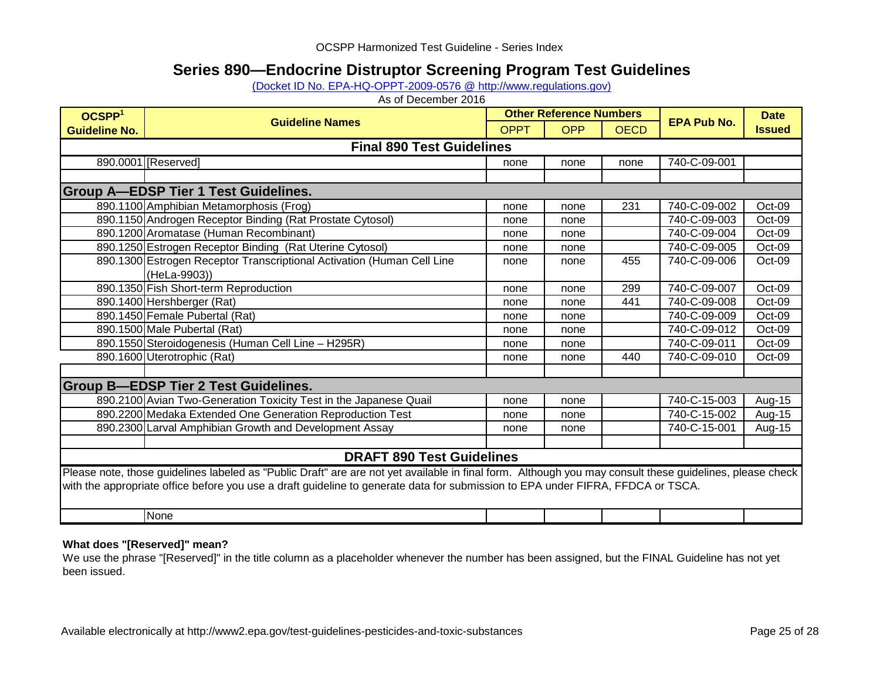OCSPP Harmonized Test Guideline - Series Index

# Series 890—Endocrine Distruptor Screening Program Test Guidelines

(Docket ID No. EPA-HQ-OPPT-2009-0576 @ http://www.regulations.gov)

As of December 2016

| OCSPP[1] Guideline No. | Guideline Names | Other Reference Numbers | | | EPA Pub No. | Date Issued |
|---|---|---|---|---|---|---|
| | | OPPT | OPP | OECD | | |
| **Final 890 Test Guidelines** | | | | | | |
| 890.0001 | [Reserved] | none | none | none | 740-C-09-001 | |
| | | | | | | |
| **Group A—EDSP Tier 1 Test Guidelines.** | | | | | | |
| 890.1100 | Amphibian Metamorphosis (Frog) | none | none | 231 | 740-C-09-002 | Oct-09 |
| 890.1150 | Androgen Receptor Binding (Rat Prostate Cytosol) | none | none | | 740-C-09-003 | Oct-09 |
| 890.1200 | Aromatase (Human Recombinant) | none | none | | 740-C-09-004 | Oct-09 |
| 890.1250 | Estrogen Receptor Binding (Rat Uterine Cytosol) | none | none | | 740-C-09-005 | Oct-09 |
| 890.1300 | Estrogen Receptor Transcriptional Activation (Human Cell Line (HeLa-9903)) | none | none | 455 | 740-C-09-006 | Oct-09 |
| 890.1350 | Fish Short-term Reproduction | none | none | 299 | 740-C-09-007 | Oct-09 |
| 890.1400 | Hershberger (Rat) | none | none | 441 | 740-C-09-008 | Oct-09 |
| 890.1450 | Female Pubertal (Rat) | none | none | | 740-C-09-009 | Oct-09 |
| 890.1500 | Male Pubertal (Rat) | none | none | | 740-C-09-012 | Oct-09 |
| 890.1550 | Steroidogenesis (Human Cell Line – H295R) | none | none | | 740-C-09-011 | Oct-09 |
| 890.1600 | Uterotrophic (Rat) | none | none | 440 | 740-C-09-010 | Oct-09 |
| | | | | | | |
| **Group B—EDSP Tier 2 Test Guidelines.** | | | | | | |
| 890.2100 | Avian Two-Generation Toxicity Test in the Japanese Quail | none | none | | 740-C-15-003 | Aug-15 |
| 890.2200 | Medaka Extended One Generation Reproduction Test | none | none | | 740-C-15-002 | Aug-15 |
| 890.2300 | Larval Amphibian Growth and Development Assay | none | none | | 740-C-15-001 | Aug-15 |
| | | | | | | |
| **DRAFT 890 Test Guidelines** | | | | | | |
| Please note, those guidelines labeled as "Public Draft" are are not yet available in final form. Although you may consult these guidelines, please check with the appropriate office before you use a draft guideline to generate data for submission to EPA under FIFRA, FFDCA or TSCA. | | | | | | |
| | None | | | | | |

**What does "[Reserved]" mean?**

We use the phrase "[Reserved]" in the title column as a placeholder whenever the number has been assigned, but the FINAL Guideline has not yet been issued.

Available electronically at http://www2.epa.gov/test-guidelines-pesticides-and-toxic-substances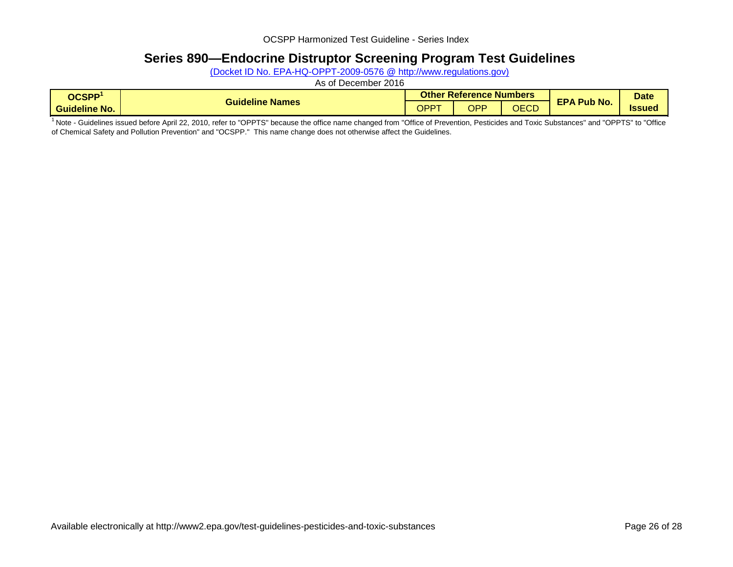# Series 890—Endocrine Distruptor Screening Program Test Guidelines

(Docket ID No. EPA-HQ-OPPT-2009-0576 @ http://www.regulations.gov)

As of December 2016

| OCSPP[1] Guideline No. | Guideline Names | Other Reference Numbers | | | EPA Pub No. | Date Issued |
|---|---|---|---|---|---|---|
| | | OPPT | OPP | OECD | | |

[1] Note - Guidelines issued before April 22, 2010, refer to "OPPTS" because the office name changed from "Office of Prevention, Pesticides and Toxic Substances" and "OPPTS" to "Office of Chemical Safety and Pollution Prevention" and "OCSPP." This name change does not otherwise affect the Guidelines.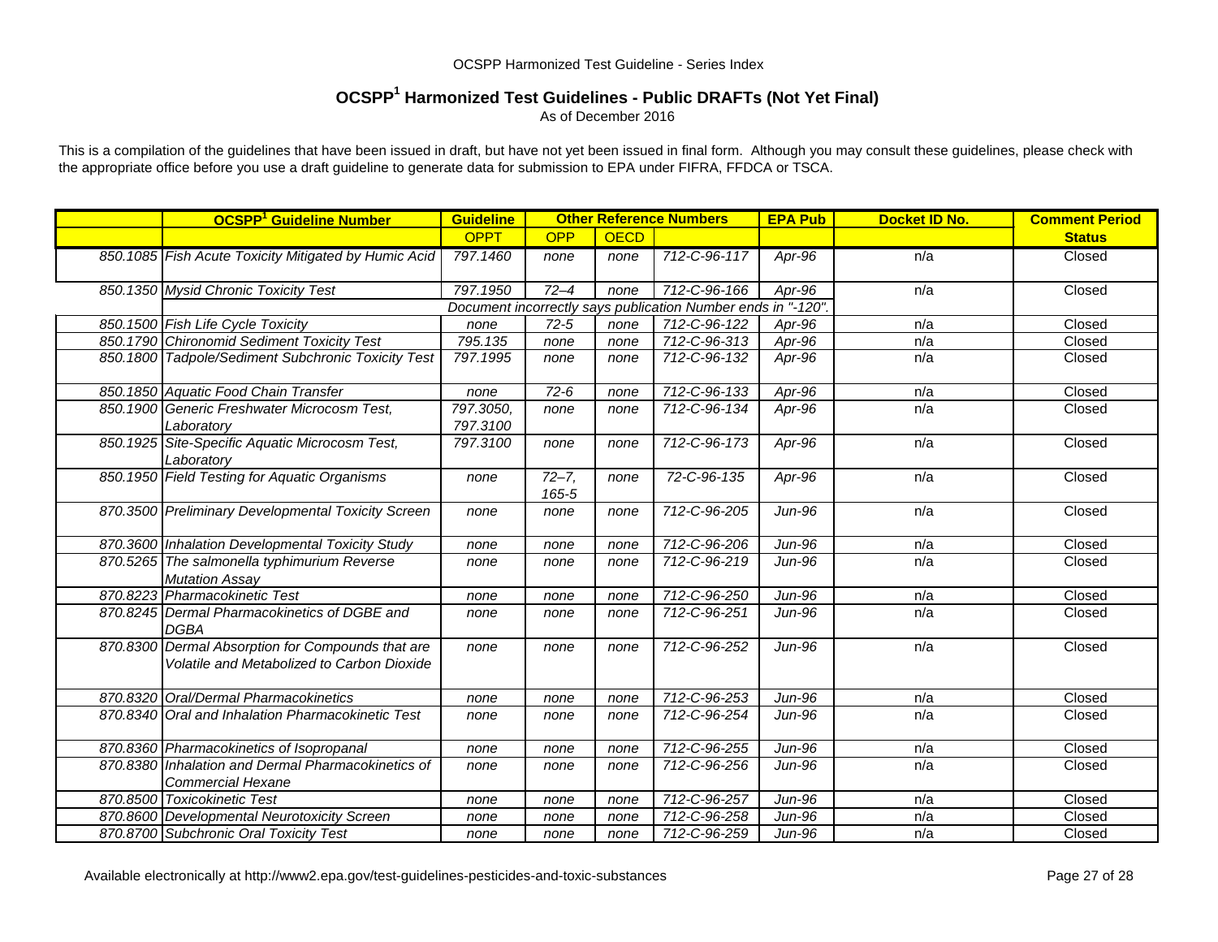OCSPP Harmonized Test Guideline - Series Index

# OCSPP[1] Harmonized Test Guidelines - Public DRAFTs (Not Yet Final)

As of December 2016

This is a compilation of the guidelines that have been issued in draft, but have not yet been issued in final form. Although you may consult these guidelines, please check with the appropriate office before you use a draft guideline to generate data for submission to EPA under FIFRA, FFDCA or TSCA.

| OCSPP[1] Guideline Number | | Guideline | Other Reference Numbers | | | EPA Pub | Docket ID No. | Comment Period |
|---|---|---|---|---|---|---|---|---|
| | | OPPT | OPP | OECD | | | | Status |
| 850.1085 | Fish Acute Toxicity Mitigated by Humic Acid | 797.1460 | none | none | 712-C-96-117 | Apr-96 | n/a | Closed |
| 850.1350 | Mysid Chronic Toxicity Test | 797.1950 | 72–4 | none | 712-C-96-166 | Apr-96 | n/a | Closed |
| | | Document incorrectly says publication Number ends in "-120". | | | | | | |
| 850.1500 | Fish Life Cycle Toxicity | none | 72-5 | none | 712-C-96-122 | Apr-96 | n/a | Closed |
| 850.1790 | Chironomid Sediment Toxicity Test | 795.135 | none | none | 712-C-96-313 | Apr-96 | n/a | Closed |
| 850.1800 | Tadpole/Sediment Subchronic Toxicity Test | 797.1995 | none | none | 712-C-96-132 | Apr-96 | n/a | Closed |
| 850.1850 | Aquatic Food Chain Transfer | none | 72-6 | none | 712-C-96-133 | Apr-96 | n/a | Closed |
| 850.1900 | Generic Freshwater Microcosm Test, Laboratory | 797.3050, 797.3100 | none | none | 712-C-96-134 | Apr-96 | n/a | Closed |
| 850.1925 | Site-Specific Aquatic Microcosm Test, Laboratory | 797.3100 | none | none | 712-C-96-173 | Apr-96 | n/a | Closed |
| 850.1950 | Field Testing for Aquatic Organisms | none | 72–7, 165-5 | none | 72-C-96-135 | Apr-96 | n/a | Closed |
| 870.3500 | Preliminary Developmental Toxicity Screen | none | none | none | 712-C-96-205 | Jun-96 | n/a | Closed |
| 870.3600 | Inhalation Developmental Toxicity Study | none | none | none | 712-C-96-206 | Jun-96 | n/a | Closed |
| 870.5265 | The salmonella typhimurium Reverse Mutation Assay | none | none | none | 712-C-96-219 | Jun-96 | n/a | Closed |
| 870.8223 | Pharmacokinetic Test | none | none | none | 712-C-96-250 | Jun-96 | n/a | Closed |
| 870.8245 | Dermal Pharmacokinetics of DGBE and DGBA | none | none | none | 712-C-96-251 | Jun-96 | n/a | Closed |
| 870.8300 | Dermal Absorption for Compounds that are Volatile and Metabolized to Carbon Dioxide | none | none | none | 712-C-96-252 | Jun-96 | n/a | Closed |
| 870.8320 | Oral/Dermal Pharmacokinetics | none | none | none | 712-C-96-253 | Jun-96 | n/a | Closed |
| 870.8340 | Oral and Inhalation Pharmacokinetic Test | none | none | none | 712-C-96-254 | Jun-96 | n/a | Closed |
| 870.8360 | Pharmacokinetics of Isopropanal | none | none | none | 712-C-96-255 | Jun-96 | n/a | Closed |
| 870.8380 | Inhalation and Dermal Pharmacokinetics of Commercial Hexane | none | none | none | 712-C-96-256 | Jun-96 | n/a | Closed |
| 870.8500 | Toxicokinetic Test | none | none | none | 712-C-96-257 | Jun-96 | n/a | Closed |
| 870.8600 | Developmental Neurotoxicity Screen | none | none | none | 712-C-96-258 | Jun-96 | n/a | Closed |
| 870.8700 | Subchronic Oral Toxicity Test | none | none | none | 712-C-96-259 | Jun-96 | n/a | Closed |

Available electronically at http://www2.epa.gov/test-guidelines-pesticides-and-toxic-substances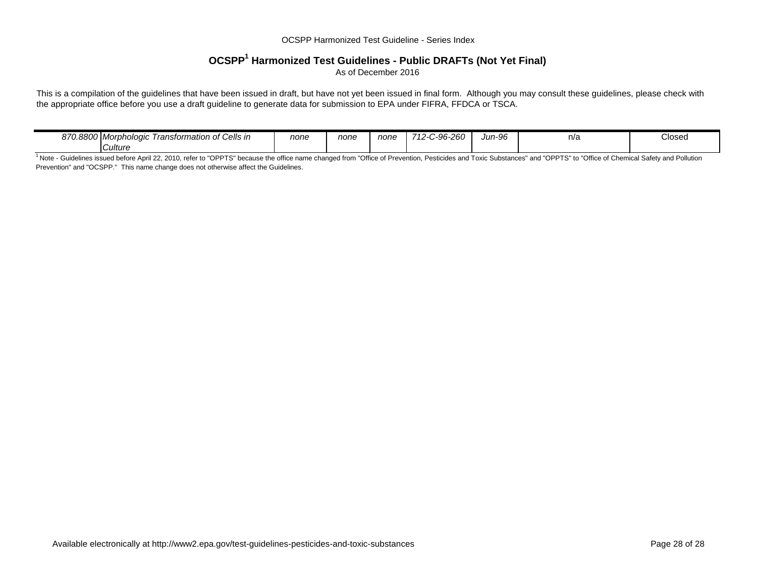# OCSPP[1] Harmonized Test Guidelines - Public DRAFTs (Not Yet Final)

As of December 2016

This is a compilation of the guidelines that have been issued in draft, but have not yet been issued in final form. Although you may consult these guidelines, please check with the appropriate office before you use a draft guideline to generate data for submission to EPA under FIFRA, FFDCA or TSCA.

| | | | | | | | | |
|---|---|---|---|---|---|---|---|---|
| *870.8800* | *Morphologic Transformation of Cells in Culture* | *none* | *none* | *none* | *712-C-96-260* | *Jun-96* | n/a | Closed |

[1] Note - Guidelines issued before April 22, 2010, refer to "OPPTS" because the office name changed from "Office of Prevention, Pesticides and Toxic Substances" and "OPPTS" to "Office of Chemical Safety and Pollution Prevention" and "OCSPP." This name change does not otherwise affect the Guidelines.